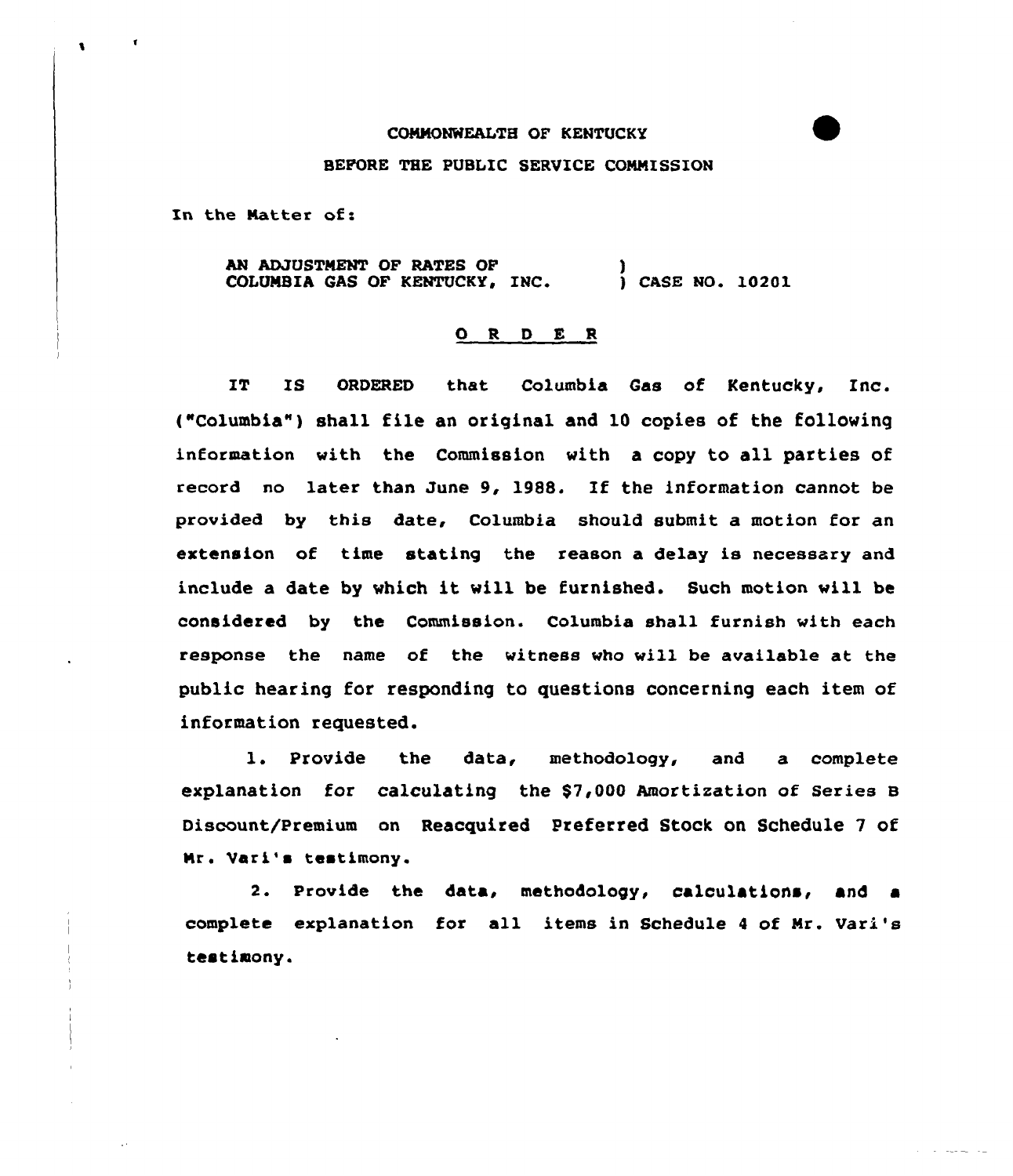COMMONWEALTH OF KENTUCKY

BEFORE THE PUBLIC SERVICE COMMISSION

In the Matter of:

AN ADJUSTMENT OF RATES OF COLUMBIA GAS OF KENTUCKY, INC. ) CASE NO. 10201

## O R D E R

IT IS ORDERED that Columbia Gas of Kentucky, Inc. ("Columbia") shall file an original and 10 copies of the following information with the Commission with a copy to all parties of record no later than June 9, 1988. If the information cannot be provided by this date, Columbia should submit a motion for an extension of time stating the reason a delay is necessary and include a date by which it will be furnished. Such motion will be considered by the Commission. Columbia shall furnish with each response the name of the witness who will be available at the public hearing for responding to questions concerning each item of information requested.

1. Provide the data, methodology, and a complete explanation for calculating the $7,000 Amortization of Series B Discount/Premium on Reacquired Preferred Stock on Schedule 7 of Mr. Vari's testimony.

2. Provide the data, methodology, calculations, and a complete explanation for all items in Schedule 4 of Mr. Vari's testimony.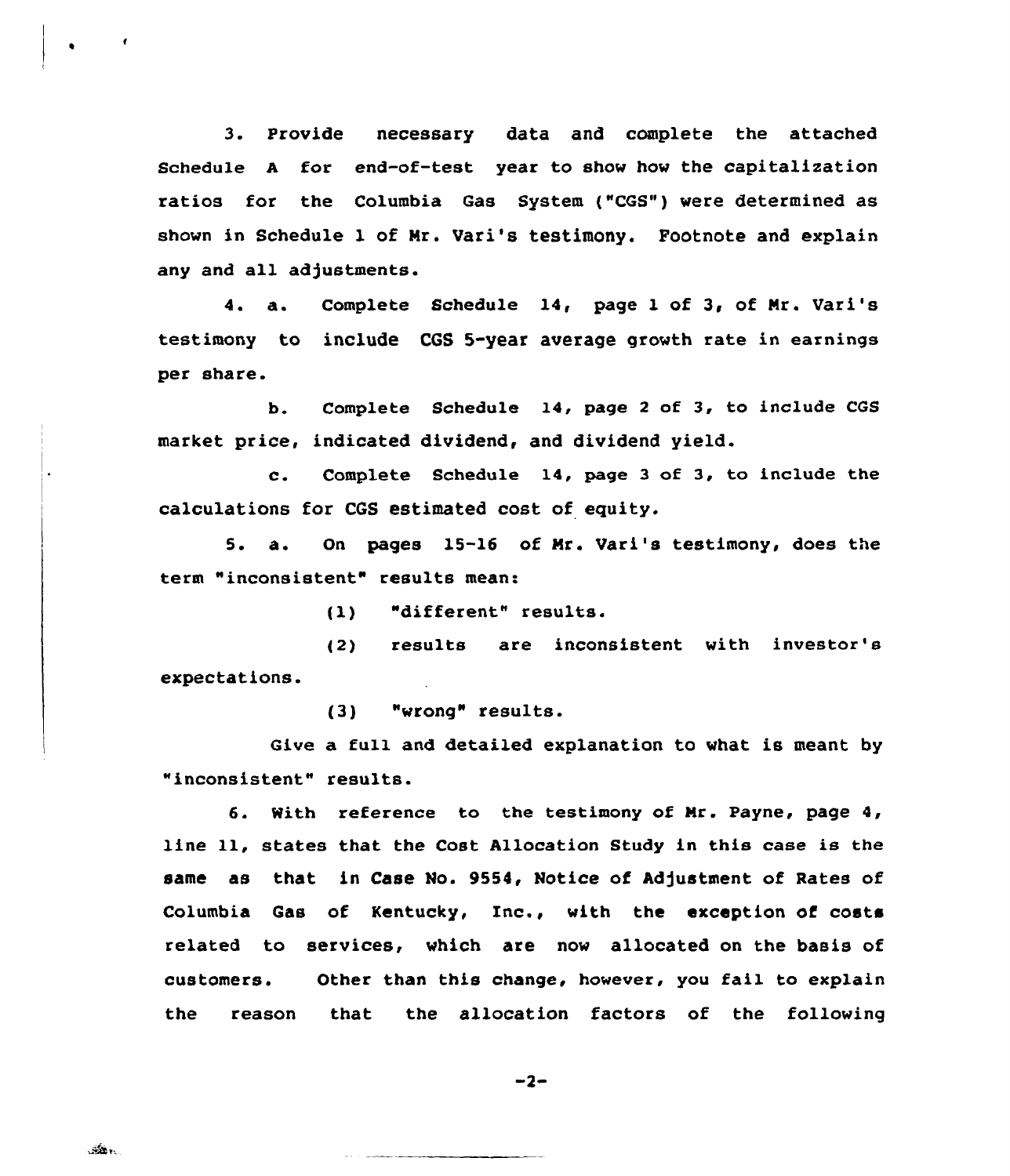3. Provide necessary data and complete the attached Schedule A for end-of-test year to show how the capitalization ratios for the Columbia Gas System ("CGS") were determined as shown in Schedule 1 of Mr. Vari's testimony. Footnote and explain any and all adjustments.

4. a. Complete Schedule 14, page 1 of 3, of Mr. Vari's testimony to include CGS 5-year average growth rate in earnings per share.

b. Complete Schedule 14, page 2 of 3, to include CGS market price, indicated dividend, and dividend yield.

c. Complete Schedule 14, page 3 of 3, to include the calculations for CGS estimated cost of equity.

5. a. On pages 15-16 of Mr. Vari's testimony, does the term "inconsistent" results mean:

(1) "different" results.

(2) results are inconsistent with investor's expectations.

(3) "wrong" results.

Give a full and detailed explanation to what is meant by "inconsistent" results.

6. With reference to the testimony of Mr. Payne, page 4, line 11, states that the Cost Allocation Study in this case is the same as that in Case No. 9554, Notice of Adjustment of Rates of Columbia Gas of Kentucky, Inc., with the exception of costs related to services, which are now allocated on the basis of customers. Other than this change, however, you fail to explain the reason that the allocation factors of the following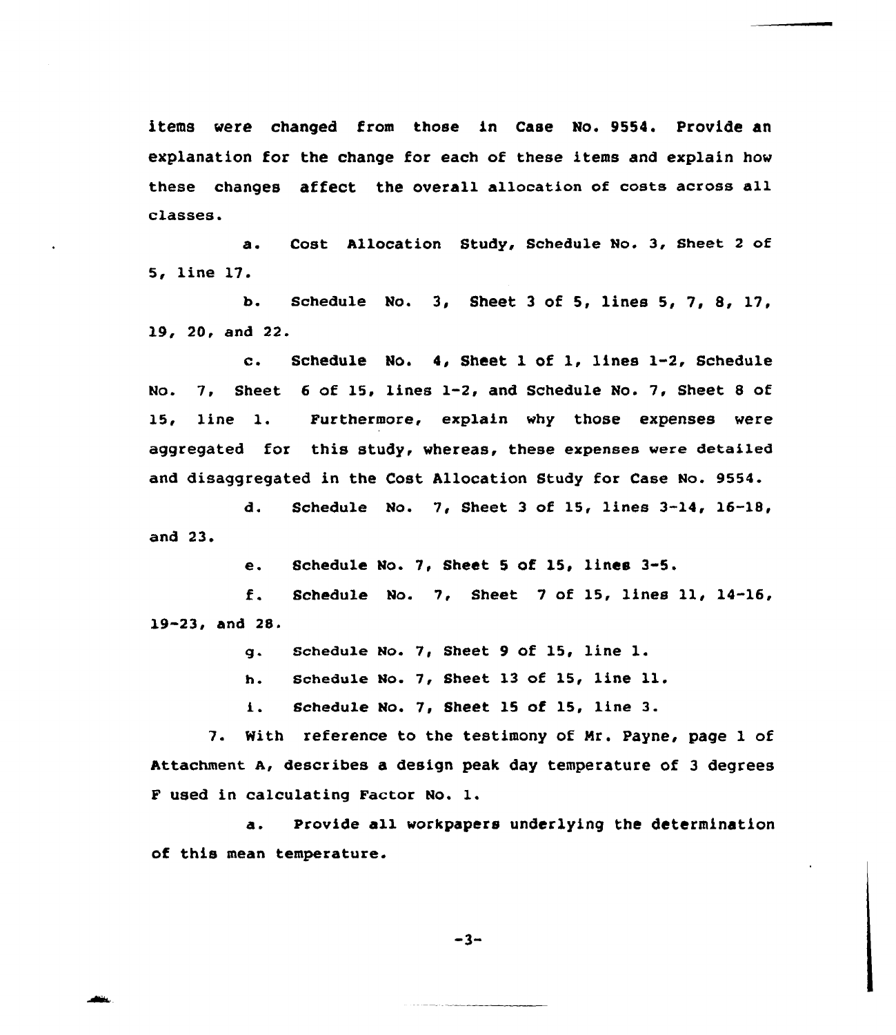items were changed from those in Case No. 9554. Provide an explanation for the change for each of these items and explain how these changes affect the overall allocation of costs across all classes.

a. Cost Allocation Study, Schedule No. 3, Sheet 2 of 5, line 17.

b. Schedule No. 3, Sheet 3 of 5, lines 5, 7, 8, 17, 19, 20, and 22.

c. Schedule No. 4, Sheet 1 of 1, lines 1-2, Schedule No. 7, Sheet 6 of 15, lines 1-2, and Schedule No. 7, Sheet 8 of 15, line 1. Furthermore, explain why those expenses were aggregated for this study, whereas, these expenses were detailed and disaggregated in the Cost Allocation Study for Case No. 9554.

d. Schedule No. 7, Sheet 3 of 15, lines 3-14, 16-18, and 23.

e. Schedule No. 7, Sheet 5 of 15, lines 3-5.

f. Schedule No. 7, Sheet 7 of 15, lines 11, 14-16, 19-23, and 28.

g. Schedule No. 7, Sheet 9 of 15, line 1.

h. Schedule No. 7, Sheet 13 of 15, line 11.

i. Schedule No. 7, Sheet 15 of 15, line 3.

7. With reference to the testimony of Mr. Payne, page 1 of Attachment A, describes a design peak day temperature of 3 degrees F used in calculating Factor No. 1.

a. Provide all workpapers underlying the determination of this mean temperature.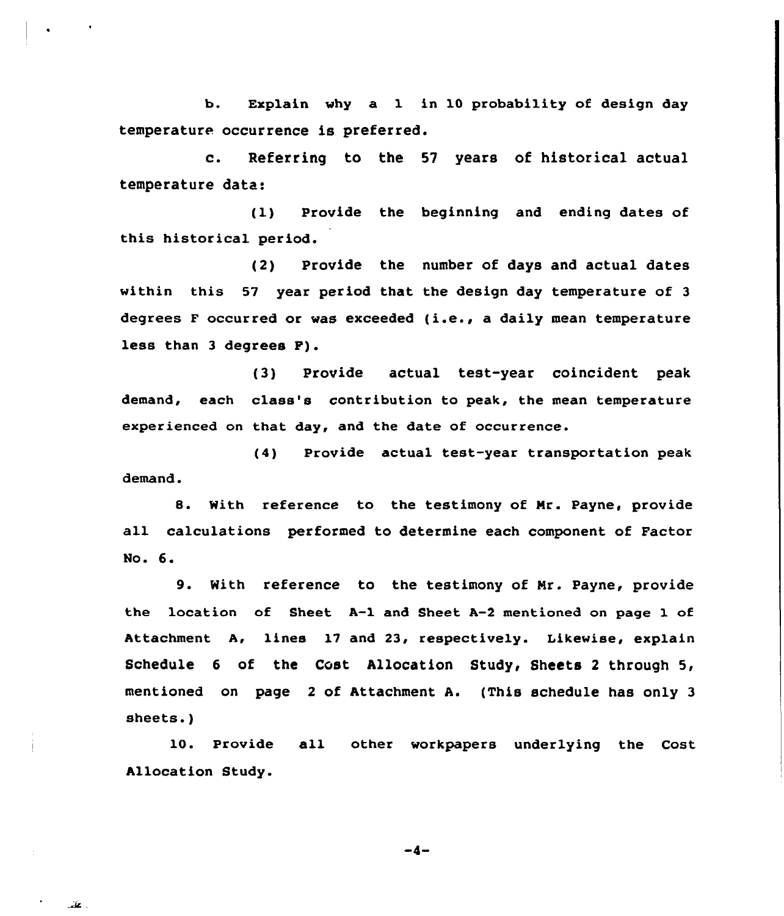b. Explain why a 1 in 10 probability of design day temperature occurrence is preferred.

c. Referring to the 57 years of historical actual temperature data:

(1) Provide the beginning and ending dates of this historical period.

(2) Provide the number of days and actual dates within this 57 year period that the design day temperature of 3 degrees F occurred or was exceeded (i.e., a daily mean temperature less than 3 degrees F).

(3) Provide actual test-year coincident peak demand, each class's contribution to peak, the mean temperature experienced on that day, and the date of occurrence.

(4) Provide actual test-year transportation peak demand.

8. With reference to the testimony of Mr. Payne, provide all calculations performed to determine each component of Factor No. 6.

9. With reference to the testimony of Mr. Payne, provide the location of Sheet A-1 and Sheet A-2 mentioned on page 1 of Attachment A, lines 17 and 23, respectively. Likewise, explain Schedule 6 of the Cost Allocation Study, Sheets 2 through 5, mentioned on page 2 of Attachment A. (This schedule has only 3 sheets.)

10. Provide all other workpapers underlying the Cost Allocation Study.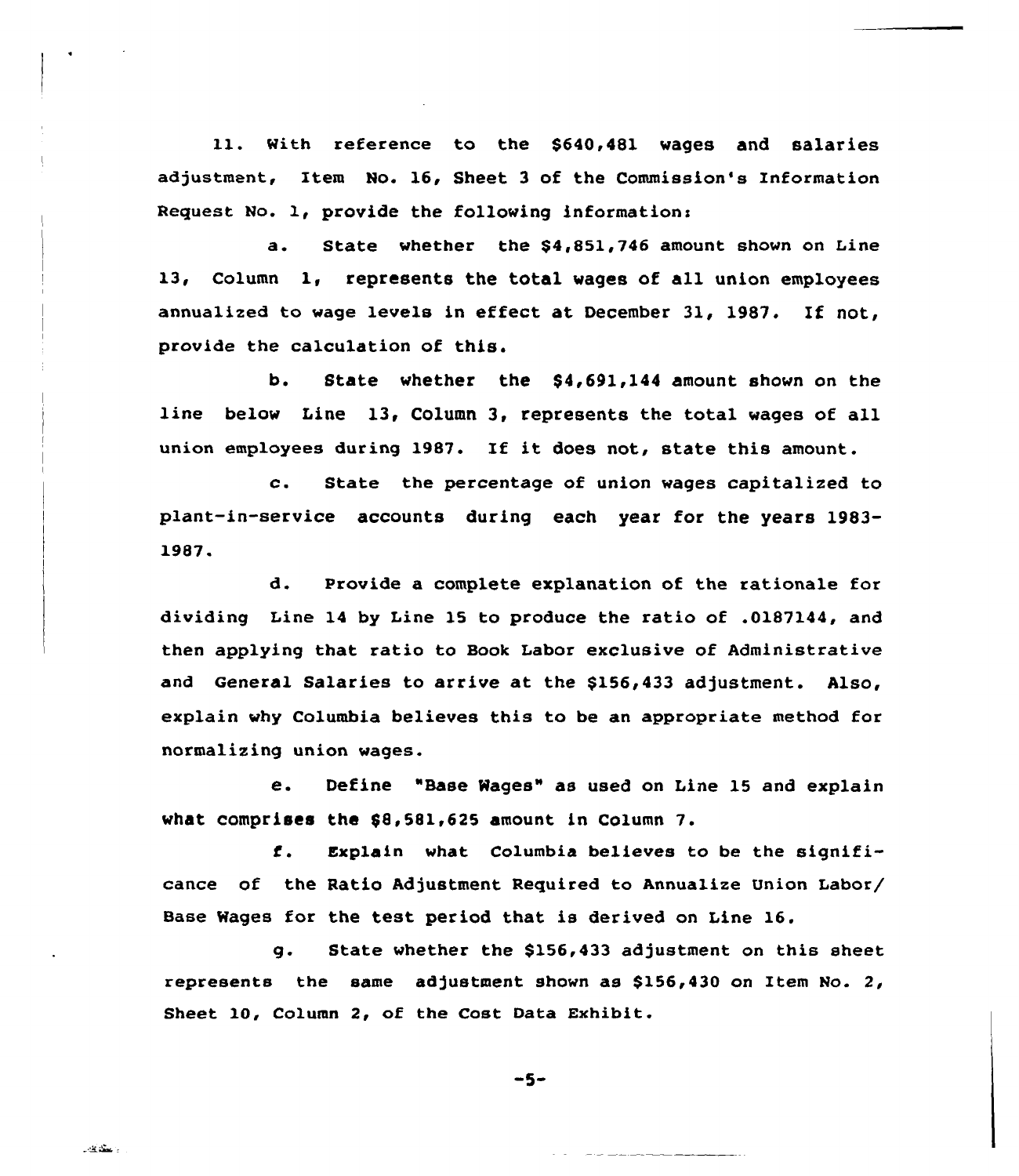11. With reference to the $640,481 wages and salaries adjustment, Item No. 16, Sheet 3 of the Commission's Information Request No. 1, provide the following information:

a. State whether the $4,851,746 amount shown on Line 13, Column 1, represents the total wages of all union employees annualized to wage levels in effect at December 31, 1987. If not, provide the calculation of this.

b. State whether the $4,691,144 amount shown on the line below Line 13, Column 3, represents the total wages of all union employees during 1987. If it does not, state this amount.

c. State the percentage of union wages capitalized to plant-in-service accounts during each year for the years 1983-1987.

d. Provide a complete explanation of the rationale for dividing Line 14 by Line 15 to produce the ratio of .0187144, and then applying that ratio to Book Labor exclusive of Administrative and General Salaries to arrive at the $156,433 adjustment. Also, explain why Columbia believes this to be an appropriate method for normalizing union wages.

e. Define "Base Wages" as used on Line 15 and explain what comprises the $8,581,625 amount in Column 7.

f. Explain what Columbia believes to be the significance of the Ratio Adjustment Required to Annualize Union Labor/ Base Wages for the test period that is derived on Line 16.

g. State whether the $156,433 adjustment on this sheet represents the same adjustment shown as $156,430 on Item No. 2, Sheet 10, Column 2, of the Cost Data Exhibit.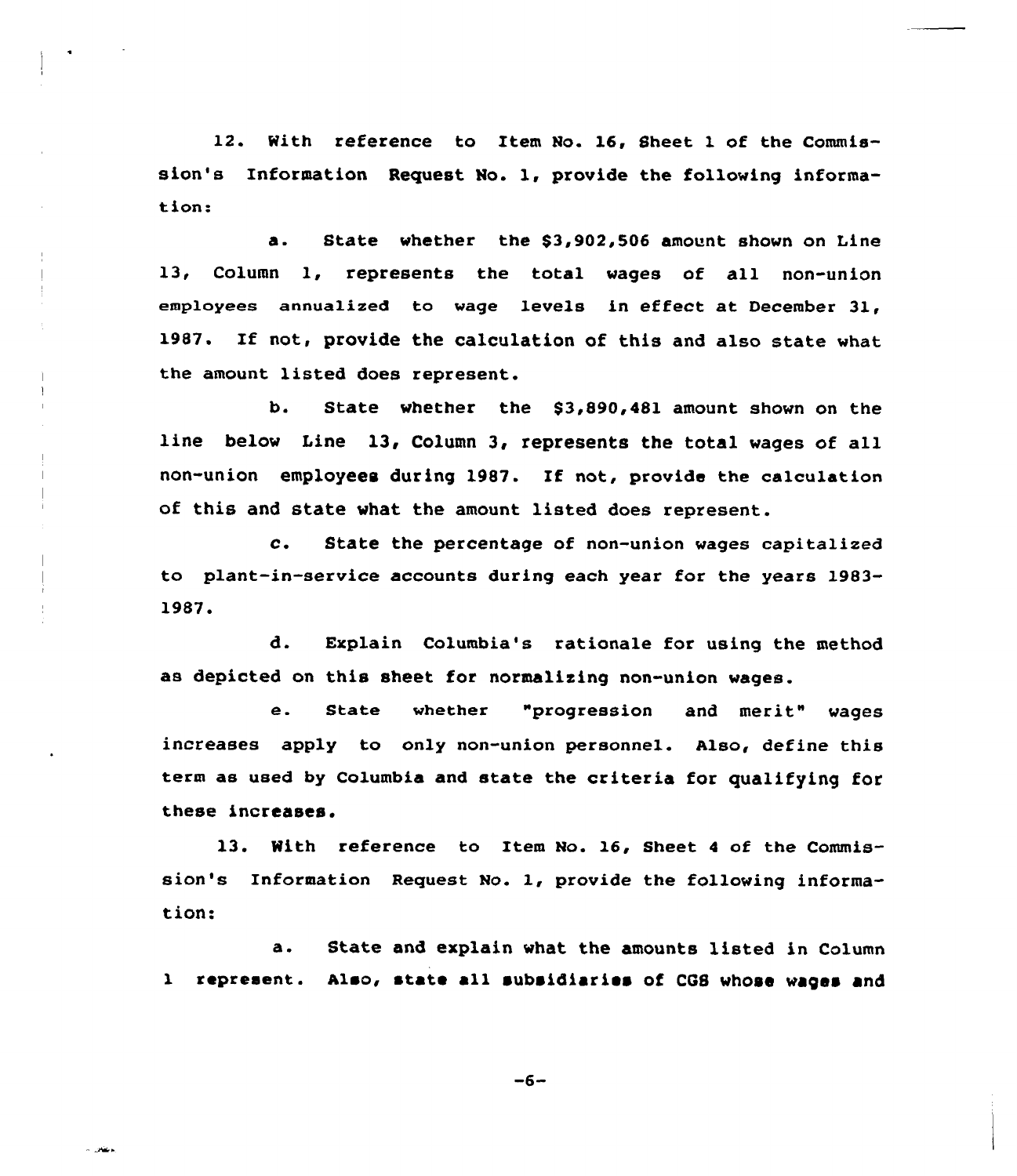12. With reference to Item No. 16, Sheet 1 of the Commission's Information Request No. 1, provide the following information:

a. State whether the $3,902,506 amount shown on Line 13, Column 1, represents the total wages of all non-union employees annualized to wage levels in effect at December 31, 1987. If not, provide the calculation of this and also state what the amount listed does represent.

b. State whether the $3,890,481 amount shown on the line below Line 13, Column 3, represents the total wages of all non-union employees during 1987. If not, provide the calculation of this and state what the amount listed does represent.

c. State the percentage of non-union wages capitalized to plant-in-service accounts during each year for the years 1983-1987.

d. Explain Columbia's rationale for using the method as depicted on this sheet for normalizing non-union wages.

e. State whether "progression and merit" wages increases apply to only non-union personnel. Also, define this term as used by Columbia and state the criteria for qualifying for these increases.

13. With reference to Item No. 16, Sheet 4 of the Commission's Information Request No. 1, provide the following information:

a. State and explain what the amounts listed in Column 1 represent. Also, state all subsidiaries of CGS whose wages and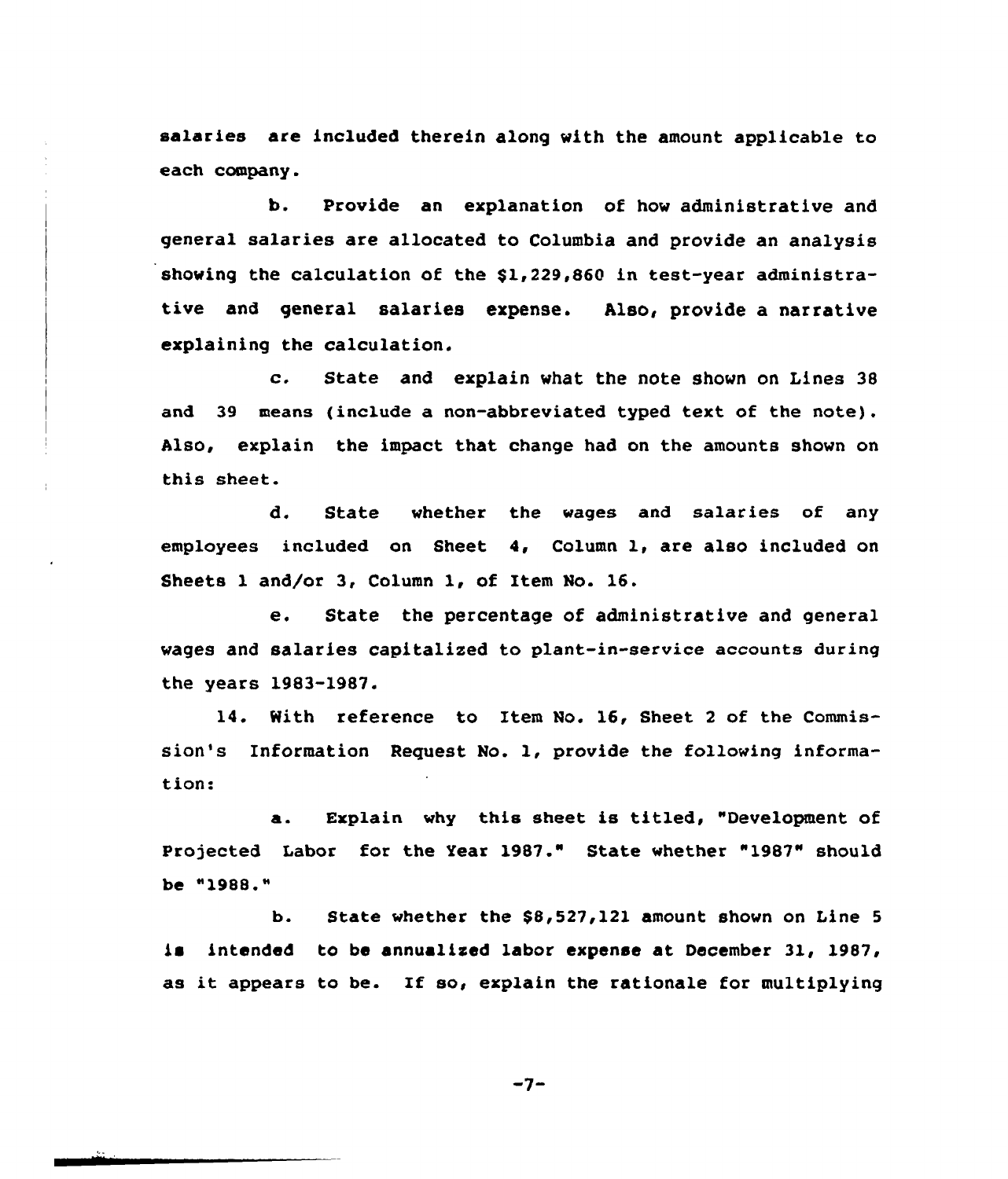salaries are included therein along with the amount applicable to each company.

b. Provide an explanation of how administrative and general salaries are allocated to Columbia and provide an analysis showing the calculation of the $1,229,860 in test-year administrative and general salaries expense. Also, provide a narrative explaining the calculation.

c. State and explain what the note shown on Lines 38 and 39 means (include a non-abbreviated typed text of the note). Also, explain the impact that change had on the amounts shown on this sheet.

d. State whether the wages and salaries of any employees included on Sheet 4, Column 1, are also included on Sheets 1 and/or 3, Column 1, of Item No. 16.

e. State the percentage of administrative and general wages and salaries capitalized to plant-in-service accounts during the years 1983-1987.

14. With reference to Item No. 16, Sheet 2 of the Commission's Information Request No. 1, provide the following information:

a. Explain why this sheet is titled, "Development of Projected Labor for the Year 1987." State whether "1987" should be "1988."

b. State whether the $8,527,121 amount shown on Line 5 is intended to be annualized labor expense at December 31, 1987, as it appears to be. If so, explain the rationale for multiplying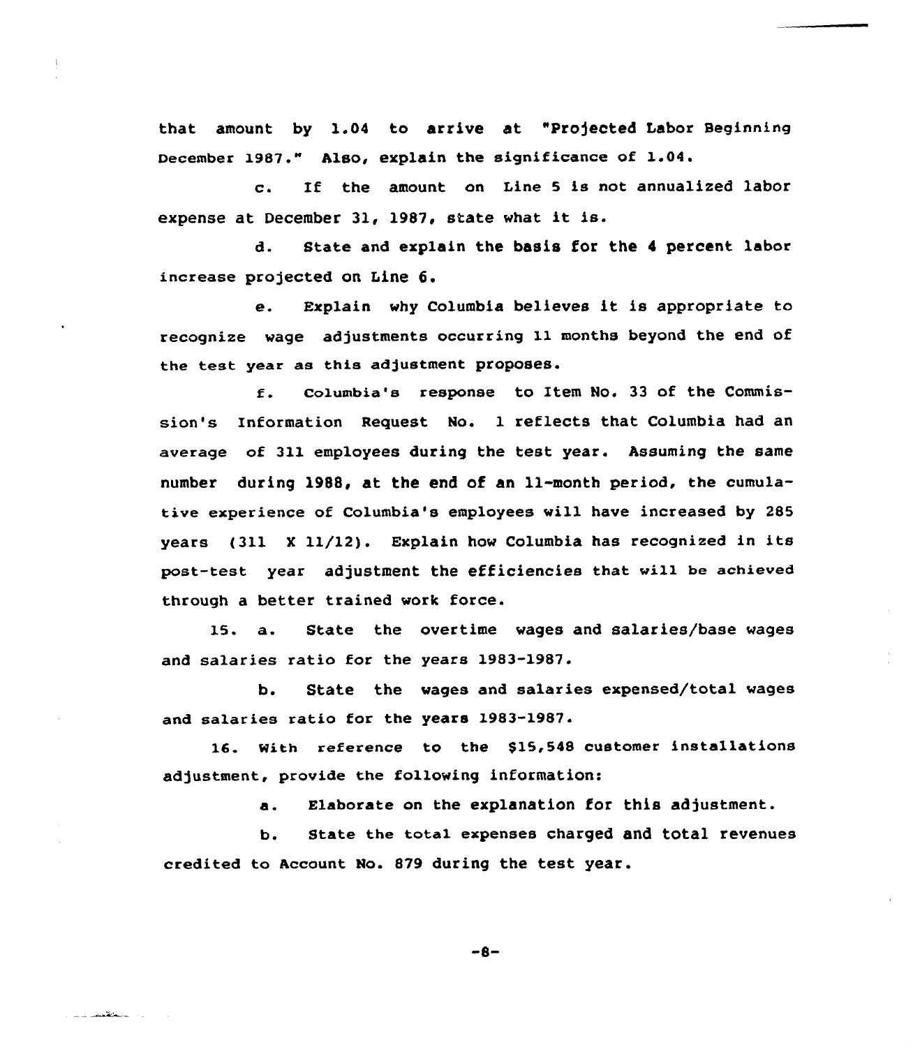that amount by 1.04 to arrive at "Projected Labor Beginning December 1987." Also, explain the significance of 1.04.

c. If the amount on Line 5 is not annualized labor expense at December 31, 1987, state what it is.

d. State and explain the basis for the 4 percent labor increase projected on Line 6.

e. Explain why Columbia believes it is appropriate to recognize wage adjustments occurring 11 months beyond the end of the test year as this adjustment proposes.

f. Columbia's response to Item No. 33 of the Commission's Information Request No. 1 reflects that Columbia had an average of 311 employees during the test year. Assuming the same number during 1988, at the end of an 11-month period, the cumulative experience of Columbia's employees will have increased by 285 years (311 X 11/12). Explain how Columbia has recognized in its post-test year adjustment the efficiencies that will be achieved through a better trained work force.

15. a. State the overtime wages and salaries/base wages and salaries ratio for the years 1983-1987.

b. State the wages and salaries expensed/total wages and salaries ratio for the years 1983-1987.

16. With reference to the $15,548 customer installations adjustment, provide the following information:

a. Elaborate on the explanation for this adjustment.

b. State the total expenses charged and total revenues credited to Account No. 879 during the test year.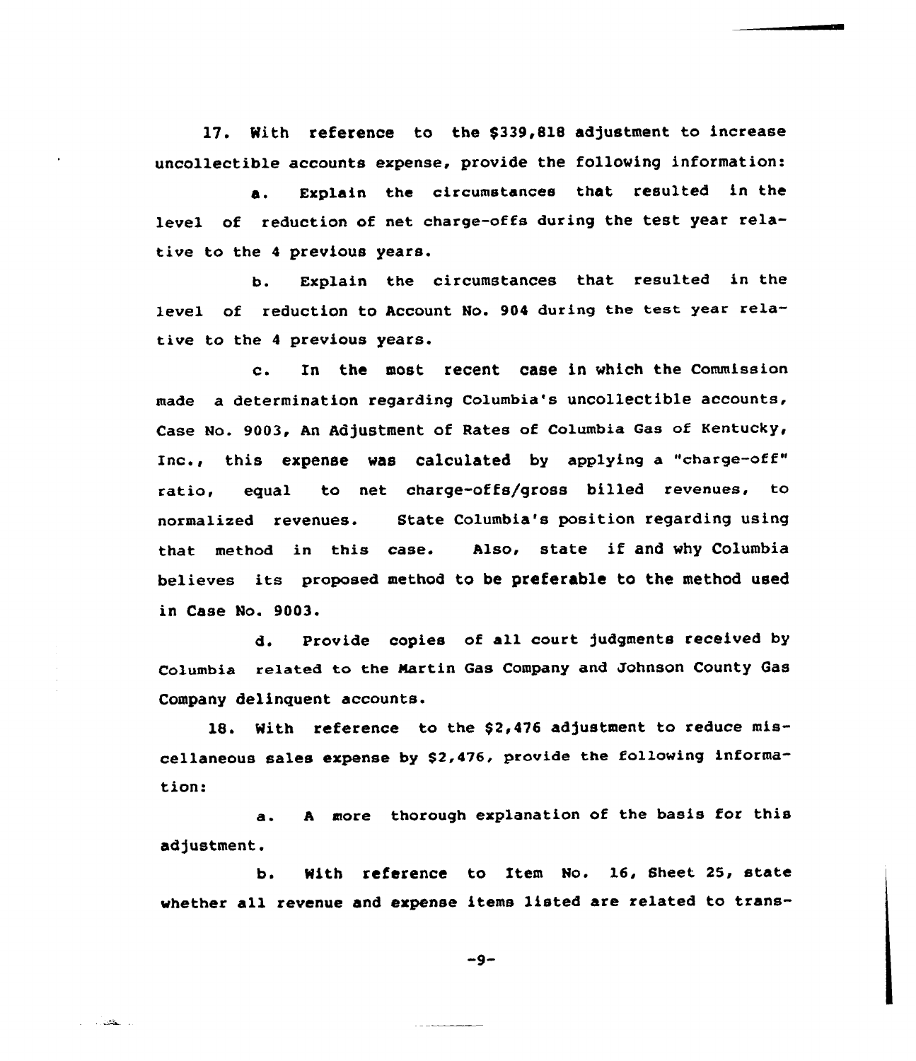17. With reference to the $339,818 adjustment to increase uncollectible accounts expense, provide the following information:

a. Explain the circumstances that resulted in the level of reduction of net charge-offs during the test year relative to the 4 previous years.

b. Explain the circumstances that resulted in the level of reduction to Account No. 904 during the test year relative to the 4 previous years.

c. In the most recent case in which the Commission made a determination regarding Columbia's uncollectible accounts, Case No. 9003, An Adjustment of Rates of Columbia Gas of Kentucky, Inc., this expense was calculated by applying a "charge-off" ratio, equal to net charge-offs/gross billed revenues, to normalized revenues. State Columbia's position regarding using that method in this case. Also, state if and why Columbia believes its proposed method to be preferable to the method used in Case No. 9003.

d. Provide copies of all court judgments received by Columbia related to the Martin Gas Company and Johnson County Gas Company delinquent accounts.

18. With reference to the $2,476 adjustment to reduce miscellaneous sales expense by $2,476, provide the following information:

a. A more thorough explanation of the basis for this adjustment.

b. With reference to Item No. 16, Sheet 25, state whether all revenue and expense items listed are related to trans-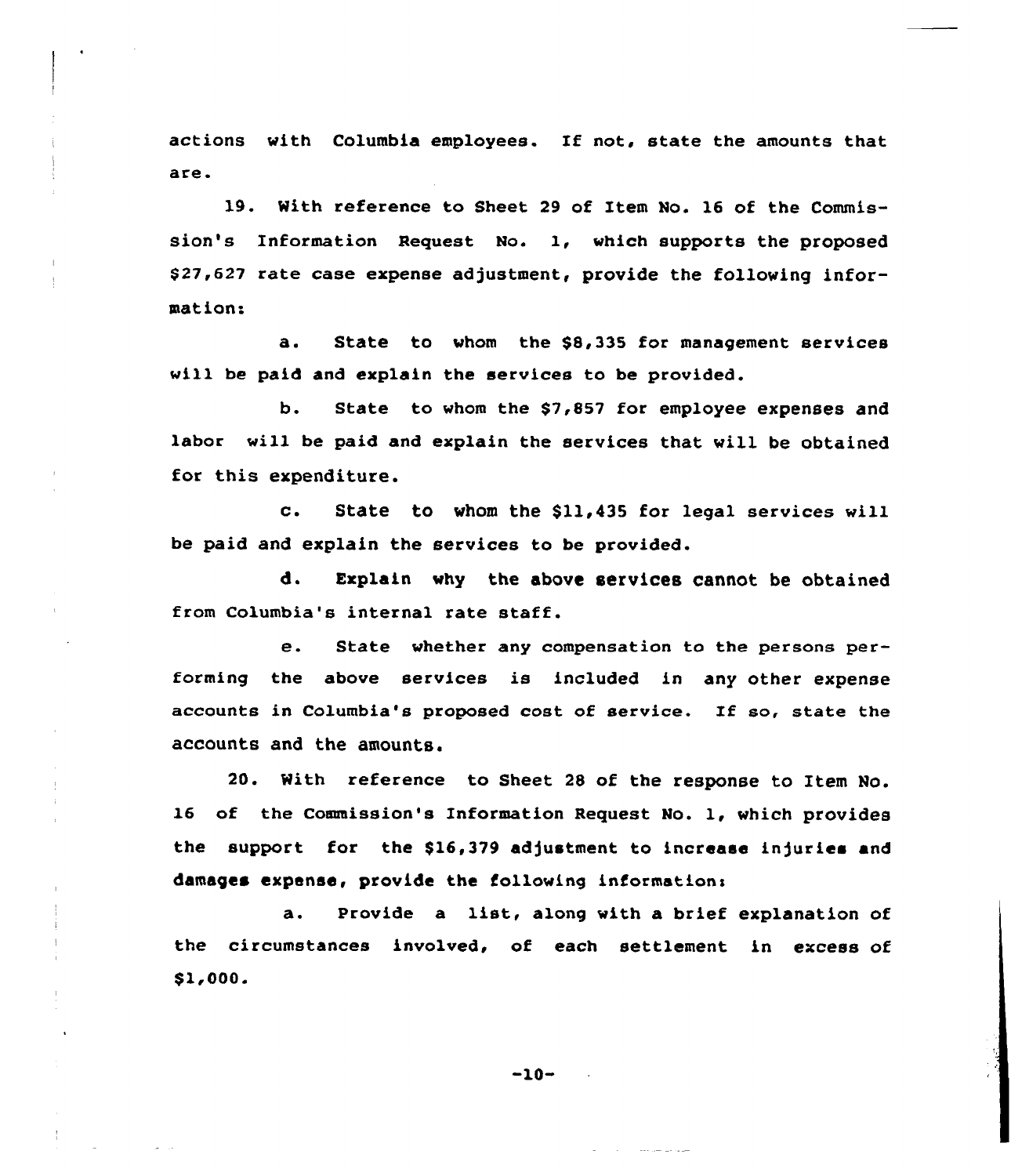actions with Columbia employees. If not, state the amounts that are.

19. With reference to Sheet 29 of Item No. 16 of the Commission's Information Request No. 1, which supports the proposed $27,627 rate case expense adjustment, provide the following information:

a. State to whom the $8,335 for management services will be paid and explain the services to be provided.

b. State to whom the $7,857 for employee expenses and labor will be paid and explain the services that will be obtained for this expenditure.

c. State to whom the $11,435 for legal services will be paid and explain the services to be provided.

d. Explain why the above services cannot be obtained from Columbia's internal rate staff.

e. State whether any compensation to the persons performing the above services is included in any other expense accounts in Columbia's proposed cost of service. If so, state the accounts and the amounts.

20. With reference to Sheet 28 of the response to Item No. 16 of the Commission's Information Request No. 1, which provides the support for the $16,379 adjustment to increase injuries and damages expense, provide the following information:

a. Provide a list, along with a brief explanation of the circumstances involved, of each settlement in excess of $1,000.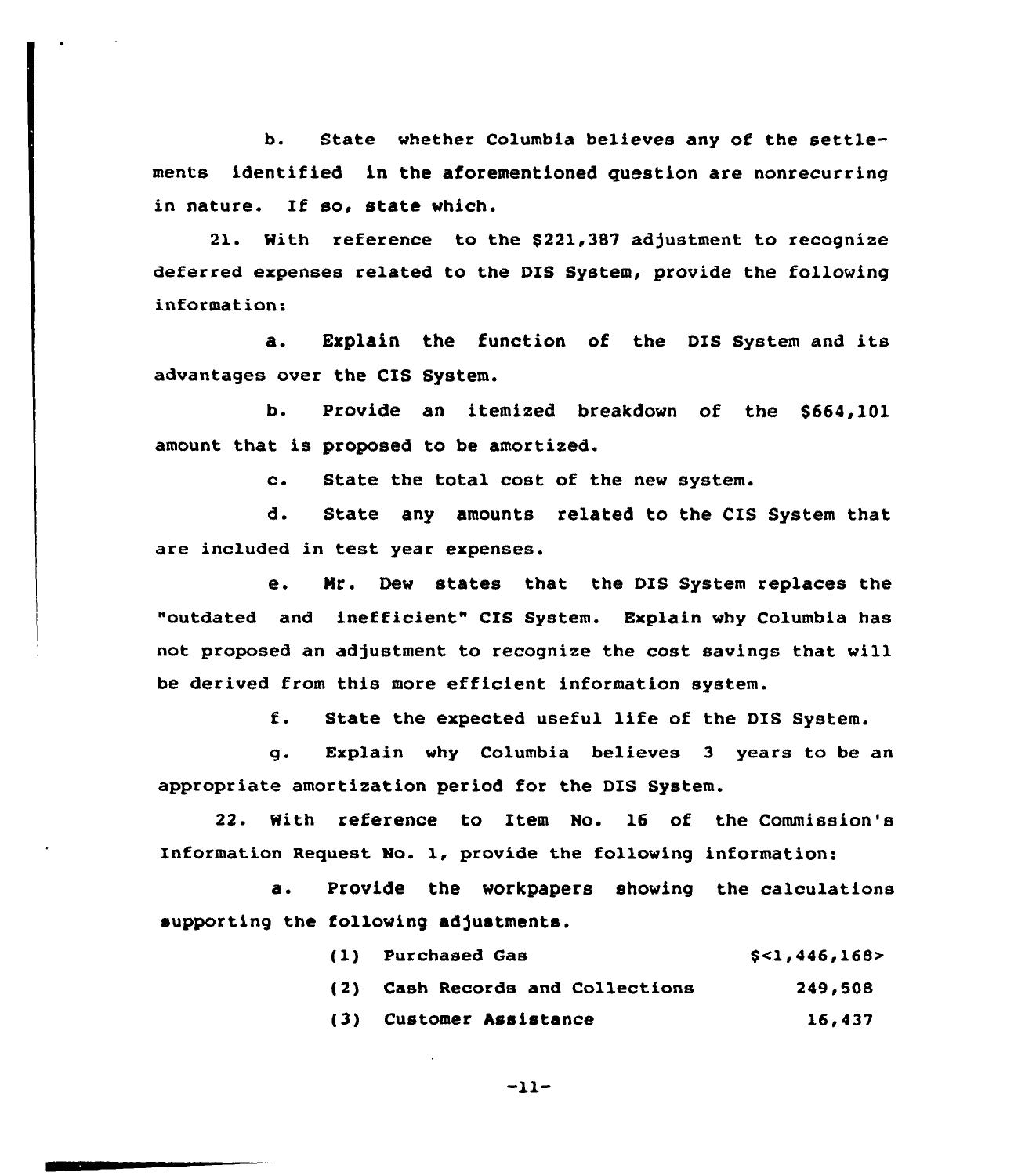b. State whether Columbia believes any of the settlements identified in the aforementioned question are nonrecurring in nature. If so, state which.

21. With reference to the $221,387 adjustment to recognize deferred expenses related to the DIS System, provide the following information:

a. Explain the function of the DIS System and its advantages over the CIS System.

b. Provide an itemized breakdown of the $664,101 amount that is proposed to be amortized.

c. State the total cost of the new system.

d. State any amounts related to the CIS System that are included in test year expenses.

e. Mr. Dew states that the DIS System replaces the "outdated and inefficient" CIS System. Explain why Columbia has not proposed an adjustment to recognize the cost savings that will be derived from this more efficient information system.

f. State the expected useful life of the DIS System.

g. Explain why Columbia believes 3 years to be an appropriate amortization period for the DIS System.

22. With reference to Item No. 16 of the Commission's Information Request No. 1, provide the following information:

a. Provide the workpapers showing the calculations supporting the following adjustments.

| | |
|---|---|
| (1) Purchased Gas | $<1,446,168> |
| (2) Cash Records and Collections | 249,508 |
| (3) Customer Assistance | 16,437 |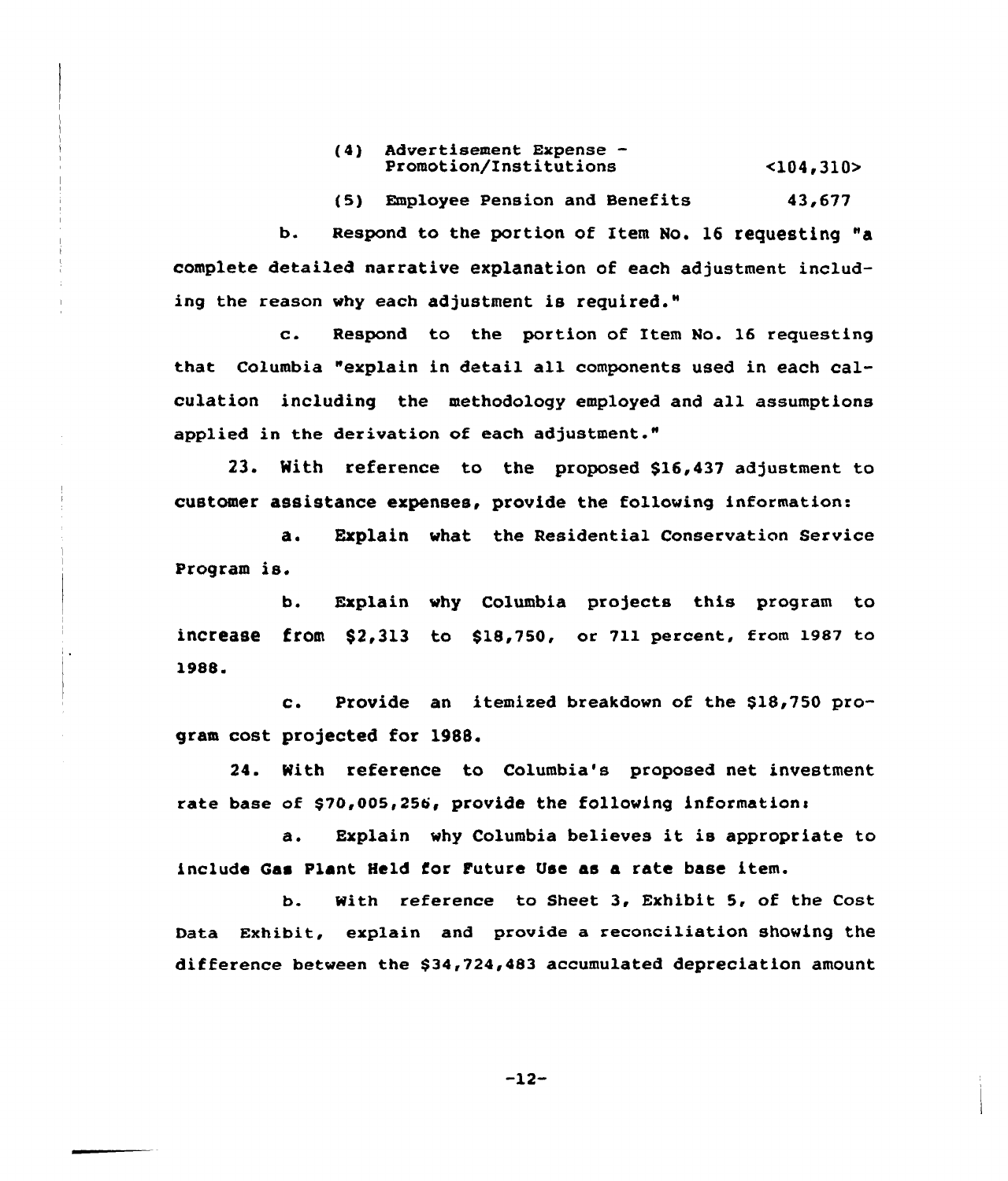(4) Advertisement Expense - Promotion/Institutions <104,310>

(5) Employee Pension and Benefits 43,677

b. Respond to the portion of Item No. 16 requesting "a complete detailed narrative explanation of each adjustment including the reason why each adjustment is required."

c. Respond to the portion of Item No. 16 requesting that Columbia "explain in detail all components used in each calculation including the methodology employed and all assumptions applied in the derivation of each adjustment."

23. With reference to the proposed $16,437 adjustment to customer assistance expenses, provide the following information:

a. Explain what the Residential Conservation Service Program is.

b. Explain why Columbia projects this program to increase from $2,313 to $18,750, or 711 percent, from 1987 to 1988.

c. Provide an itemized breakdown of the $18,750 program cost projected for 1988.

24. With reference to Columbia's proposed net investment rate base of $70,005,256, provide the following information:

a. Explain why Columbia believes it is appropriate to include Gas Plant Held for Future Use as a rate base item.

b. With reference to Sheet 3, Exhibit 5, of the Cost Data Exhibit, explain and provide a reconciliation showing the difference between the $34,724,483 accumulated depreciation amount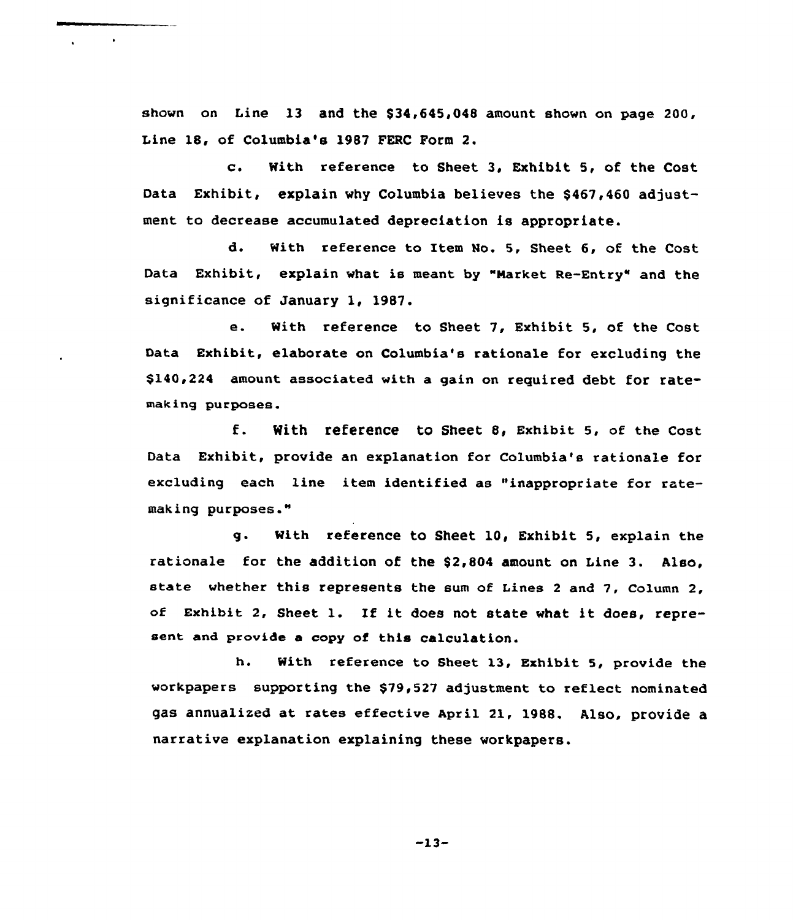shown on Line 13 and the $34,645,048 amount shown on page 200, Line 18, of Columbia's 1987 FERC Form 2.

c. With reference to Sheet 3, Exhibit 5, of the Cost Data Exhibit, explain why Columbia believes the $467,460 adjustment to decrease accumulated depreciation is appropriate.

d. With reference to Item No. 5, Sheet 6, of the Cost Data Exhibit, explain what is meant by "Market Re-Entry" and the significance of January 1, 1987.

e. With reference to Sheet 7, Exhibit 5, of the Cost Data Exhibit, elaborate on Columbia's rationale for excluding the $140,224 amount associated with a gain on required debt for ratemaking purposes.

f. With reference to Sheet 8, Exhibit 5, of the Cost Data Exhibit, provide an explanation for Columbia's rationale for excluding each line item identified as "inappropriate for ratemaking purposes."

g. With reference to Sheet 10, Exhibit 5, explain the rationale for the addition of the $2,804 amount on Line 3. Also, state whether this represents the sum of Lines 2 and 7, Column 2, of Exhibit 2, Sheet 1. If it does not state what it does, represent and provide a copy of this calculation.

h. With reference to Sheet 13, Exhibit 5, provide the workpapers supporting the $79,527 adjustment to reflect nominated gas annualized at rates effective April 21, 1988. Also, provide a narrative explanation explaining these workpapers.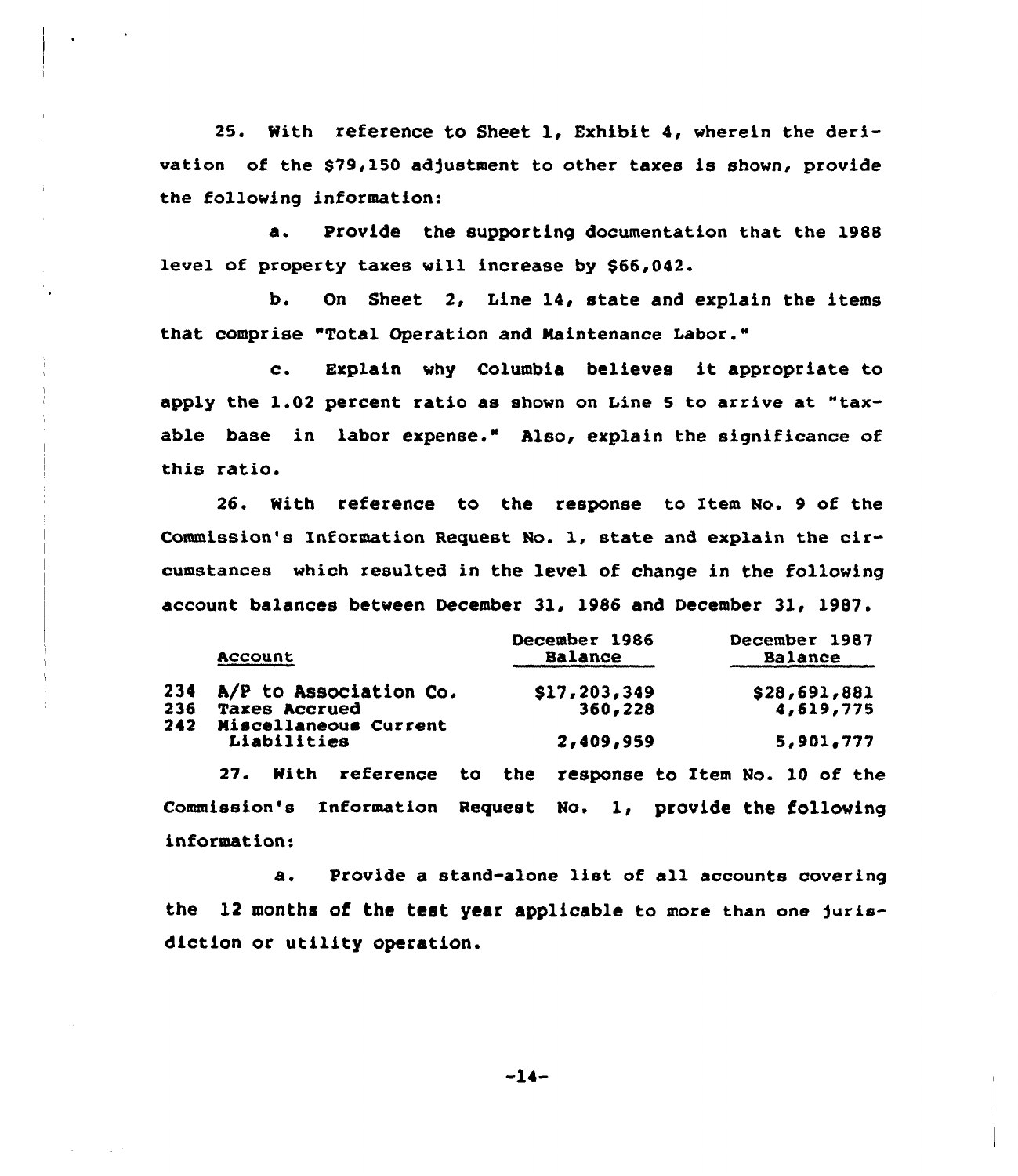25. With reference to Sheet 1, Exhibit 4, wherein the derivation of the $79,150 adjustment to other taxes is shown, provide the following information:

a. Provide the supporting documentation that the 1988 level of property taxes will increase by $66,042.

b. On Sheet 2, Line 14, state and explain the items that comprise "Total Operation and Maintenance Labor."

c. Explain why Columbia believes it appropriate to apply the 1.02 percent ratio as shown on Line 5 to arrive at "taxable base in labor expense." Also, explain the significance of this ratio.

26. With reference to the response to Item No. 9 of the Commission's Information Request No. 1, state and explain the circumstances which resulted in the level of change in the following account balances between December 31, 1986 and December 31, 1987.

| Account | December 1986 Balance | December 1987 Balance |
|---|---|---|
| 234 A/P to Association Co. | $17,203,349 | $28,691,881 |
| 236 Taxes Accrued | 360,228 | 4,619,775 |
| 242 Miscellaneous Current Liabilities | 2,409,959 | 5,901,777 |

27. With reference to the response to Item No. 10 of the Commission's Information Request No. 1, provide the following information:

a. Provide a stand-alone list of all accounts covering the 12 months of the test year applicable to more than one jurisdiction or utility operation.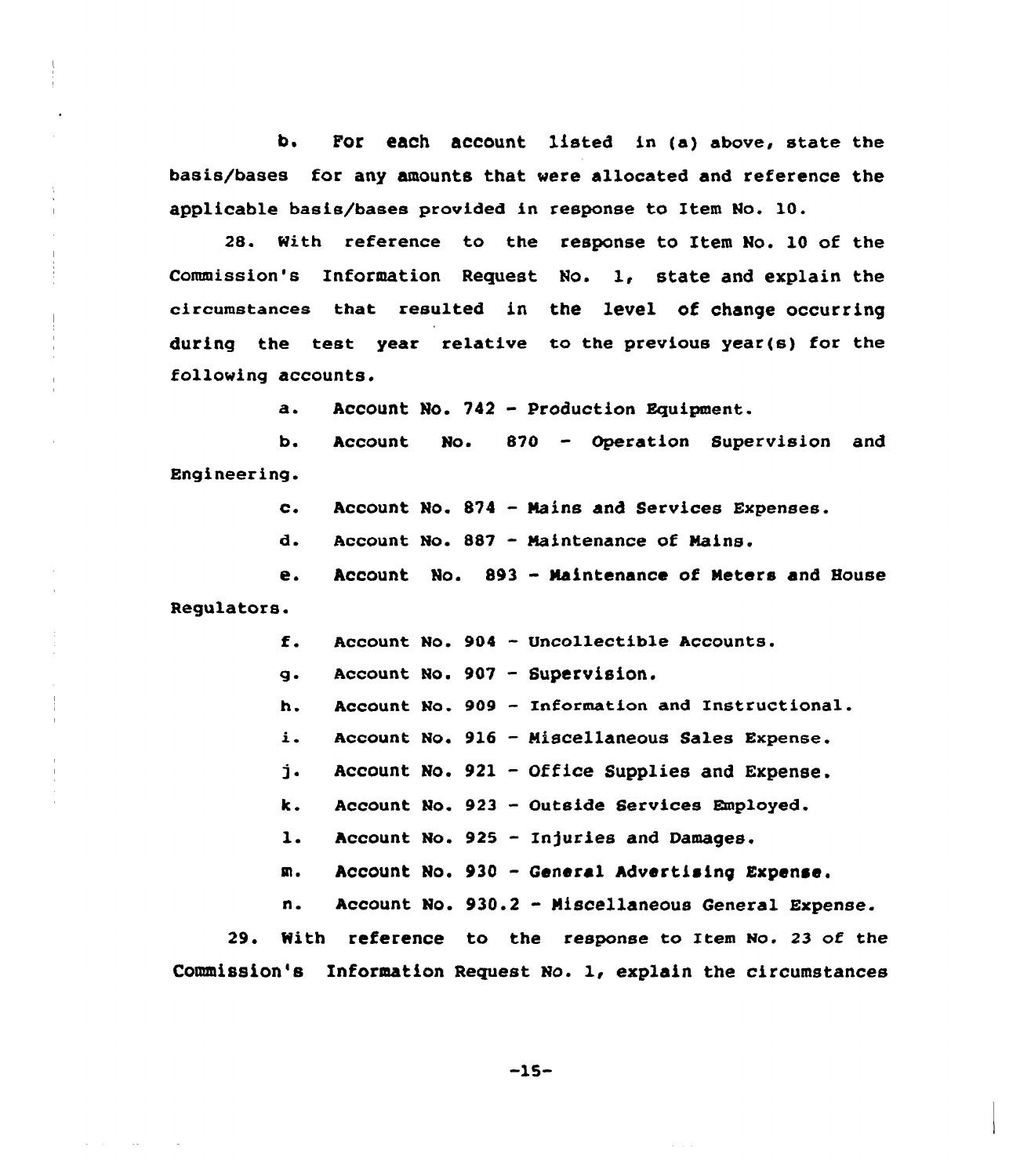b. For each account listed in (a) above, state the basis/bases for any amounts that were allocated and reference the applicable basis/bases provided in response to Item No. 10.

28. With reference to the response to Item No. 10 of the Commission's Information Request No. 1, state and explain the circumstances that resulted in the level of change occurring during the test year relative to the previous year(s) for the following accounts.

a. Account No. 742 - Production Equipment.

b. Account No. 870 - Operation Supervision and Engineering.

c. Account No. 874 - Mains and Services Expenses.

d. Account No. 887 - Maintenance of Mains.

e. Account No. 893 - Maintenance of Meters and House Regulators.

f. Account No. 904 - Uncollectible Accounts.

g. Account No. 907 - Supervision.

h. Account No. 909 - Information and Instructional.

i. Account No. 916 - Miscellaneous Sales Expense.

j. Account No. 921 - Office Supplies and Expense.

k. Account No. 923 - Outside Services Employed.

l. Account No. 925 - Injuries and Damages.

m. Account No. 930 - General Advertising Expense.

n. Account No. 930.2 - Miscellaneous General Expense.

29. With reference to the response to Item No. 23 of the Commission's Information Request No. 1, explain the circumstances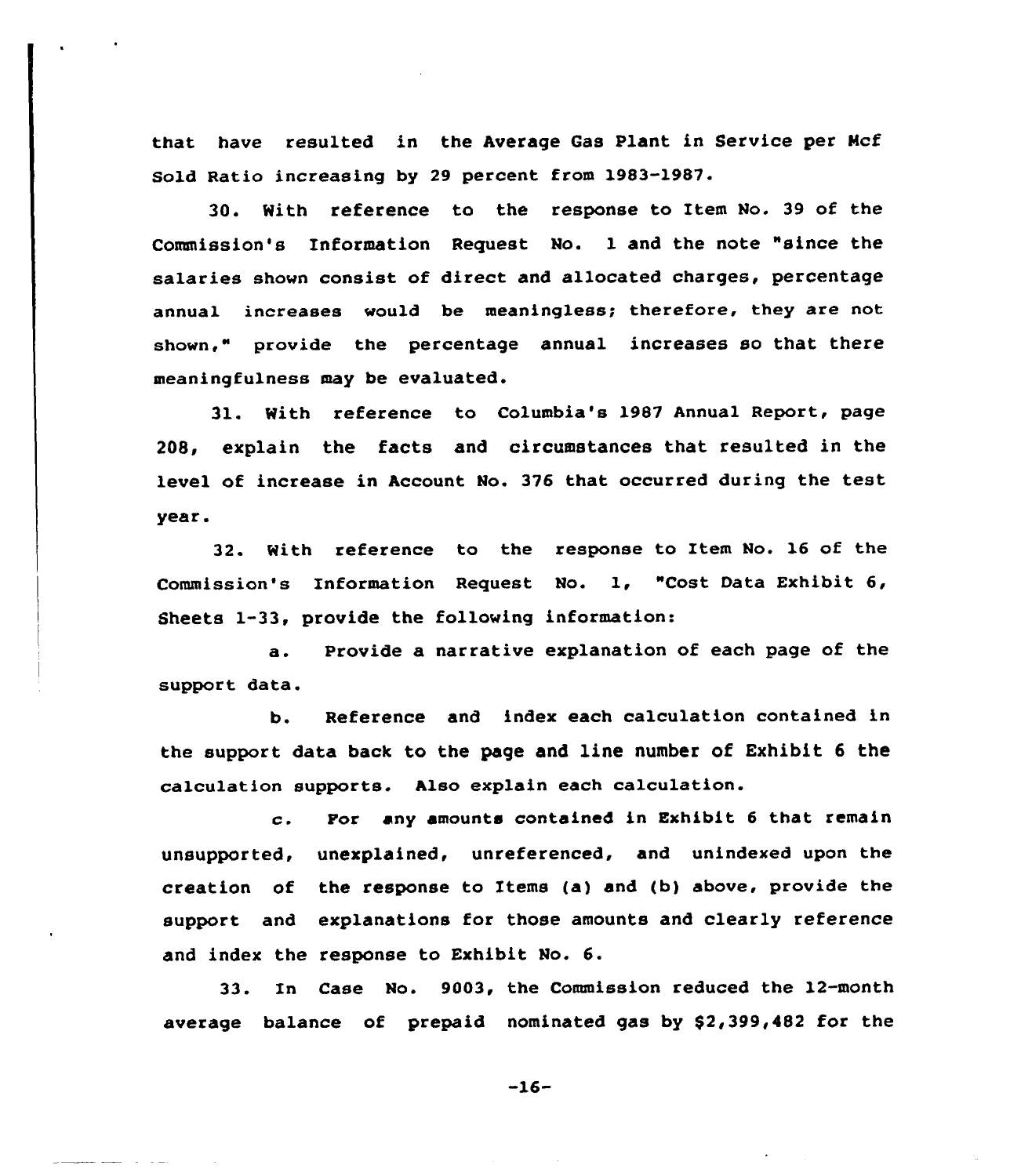that have resulted in the Average Gas Plant in Service per Mcf Sold Ratio increasing by 29 percent from 1983-1987.

30. With reference to the response to Item No. 39 of the Commission's Information Request No. 1 and the note "since the salaries shown consist of direct and allocated charges, percentage annual increases would be meaningless; therefore, they are not shown," provide the percentage annual increases so that there meaningfulness may be evaluated.

31. With reference to Columbia's 1987 Annual Report, page 208, explain the facts and circumstances that resulted in the level of increase in Account No. 376 that occurred during the test year.

32. With reference to the response to Item No. 16 of the Commission's Information Request No. 1, "Cost Data Exhibit 6, Sheets 1-33, provide the following information:

a. Provide a narrative explanation of each page of the support data.

b. Reference and index each calculation contained in the support data back to the page and line number of Exhibit 6 the calculation supports. Also explain each calculation.

c. For any amounts contained in Exhibit 6 that remain unsupported, unexplained, unreferenced, and unindexed upon the creation of the response to Items (a) and (b) above, provide the support and explanations for those amounts and clearly reference and index the response to Exhibit No. 6.

33. In Case No. 9003, the Commission reduced the 12-month average balance of prepaid nominated gas by $2,399,482 for the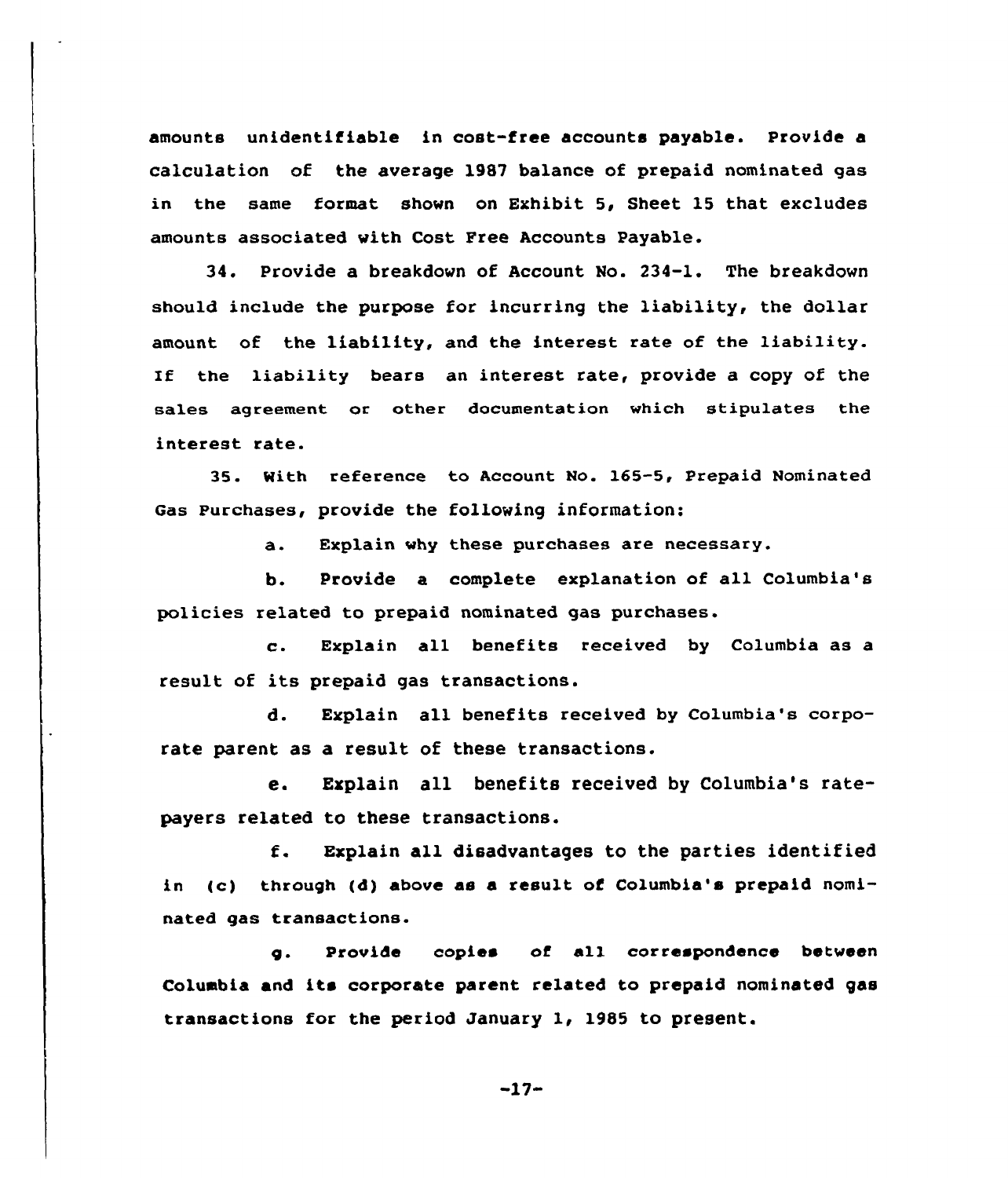amounts unidentifiable in cost-free accounts payable. Provide a calculation of the average 1987 balance of prepaid nominated gas in the same format shown on Exhibit 5, Sheet 15 that excludes amounts associated with Cost Free Accounts Payable.

34. Provide a breakdown of Account No. 234-1. The breakdown should include the purpose for incurring the liability, the dollar amount of the liability, and the interest rate of the liability. If the liability bears an interest rate, provide a copy of the sales agreement or other documentation which stipulates the interest rate.

35. With reference to Account No. 165-5, Prepaid Nominated Gas Purchases, provide the following information:

a. Explain why these purchases are necessary.

b. Provide a complete explanation of all Columbia's policies related to prepaid nominated gas purchases.

c. Explain all benefits received by Columbia as a result of its prepaid gas transactions.

d. Explain all benefits received by Columbia's corporate parent as a result of these transactions.

e. Explain all benefits received by Columbia's ratepayers related to these transactions.

f. Explain all disadvantages to the parties identified in (c) through (d) above as a result of Columbia's prepaid nominated gas transactions.

g. Provide copies of all correspondence between Columbia and its corporate parent related to prepaid nominated gas transactions for the period January 1, 1985 to present.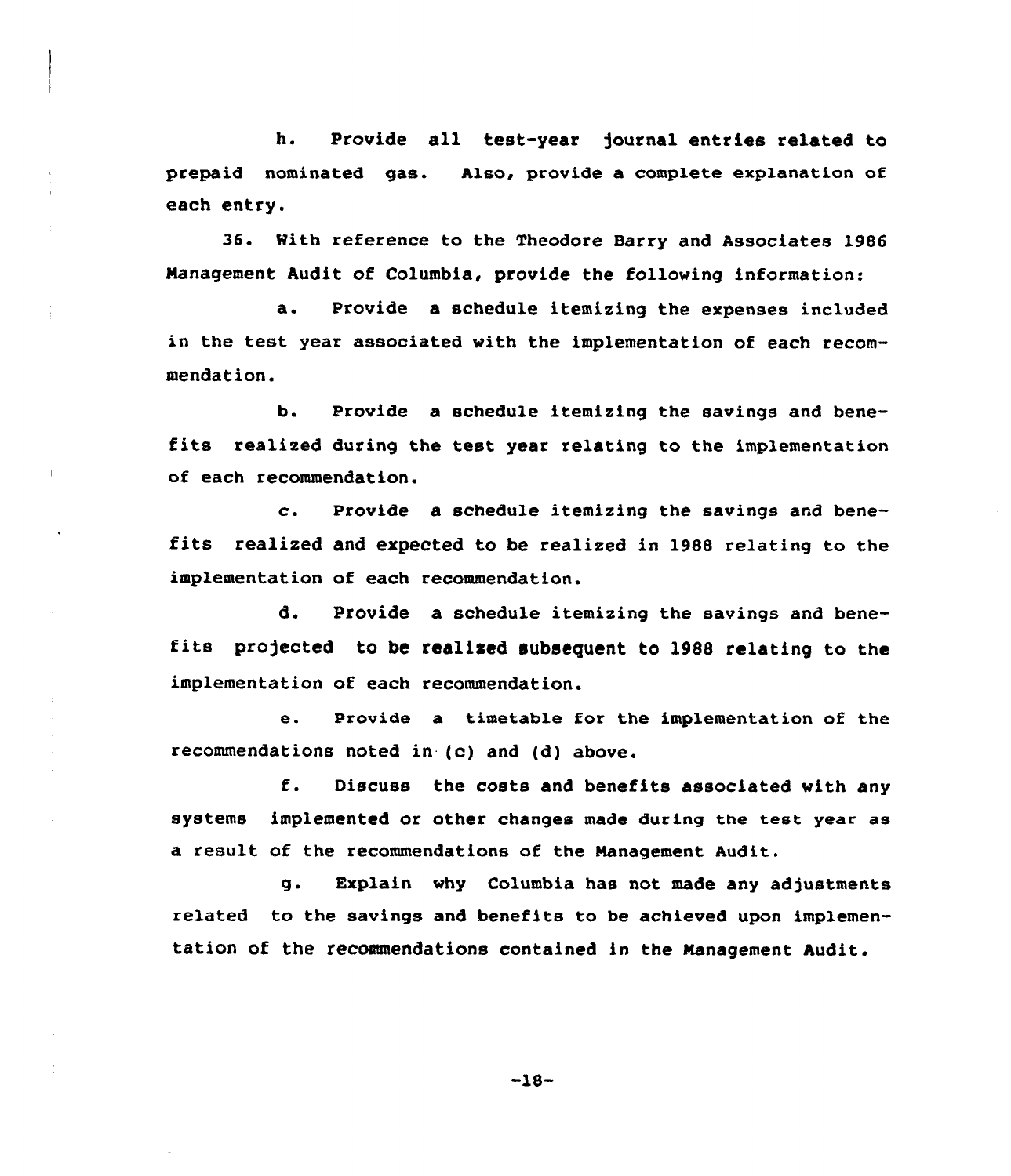h. Provide all test-year journal entries related to prepaid nominated gas. Also, provide a complete explanation of each entry.

36. With reference to the Theodore Barry and Associates 1986 Management Audit of Columbia, provide the following information:

a. Provide a schedule itemizing the expenses included in the test year associated with the implementation of each recommendation.

b. Provide a schedule itemizing the savings and benefits realized during the test year relating to the implementation of each recommendation.

c. Provide a schedule itemizing the savings and benefits realized and expected to be realized in 1988 relating to the implementation of each recommendation.

d. Provide a schedule itemizing the savings and benefits projected to be realized subsequent to 1988 relating to the implementation of each recommendation.

e. Provide a timetable for the implementation of the recommendations noted in (c) and (d) above.

f. Discuss the costs and benefits associated with any systems implemented or other changes made during the test year as a result of the recommendations of the Management Audit.

g. Explain why Columbia has not made any adjustments related to the savings and benefits to be achieved upon implementation of the recommendations contained in the Management Audit.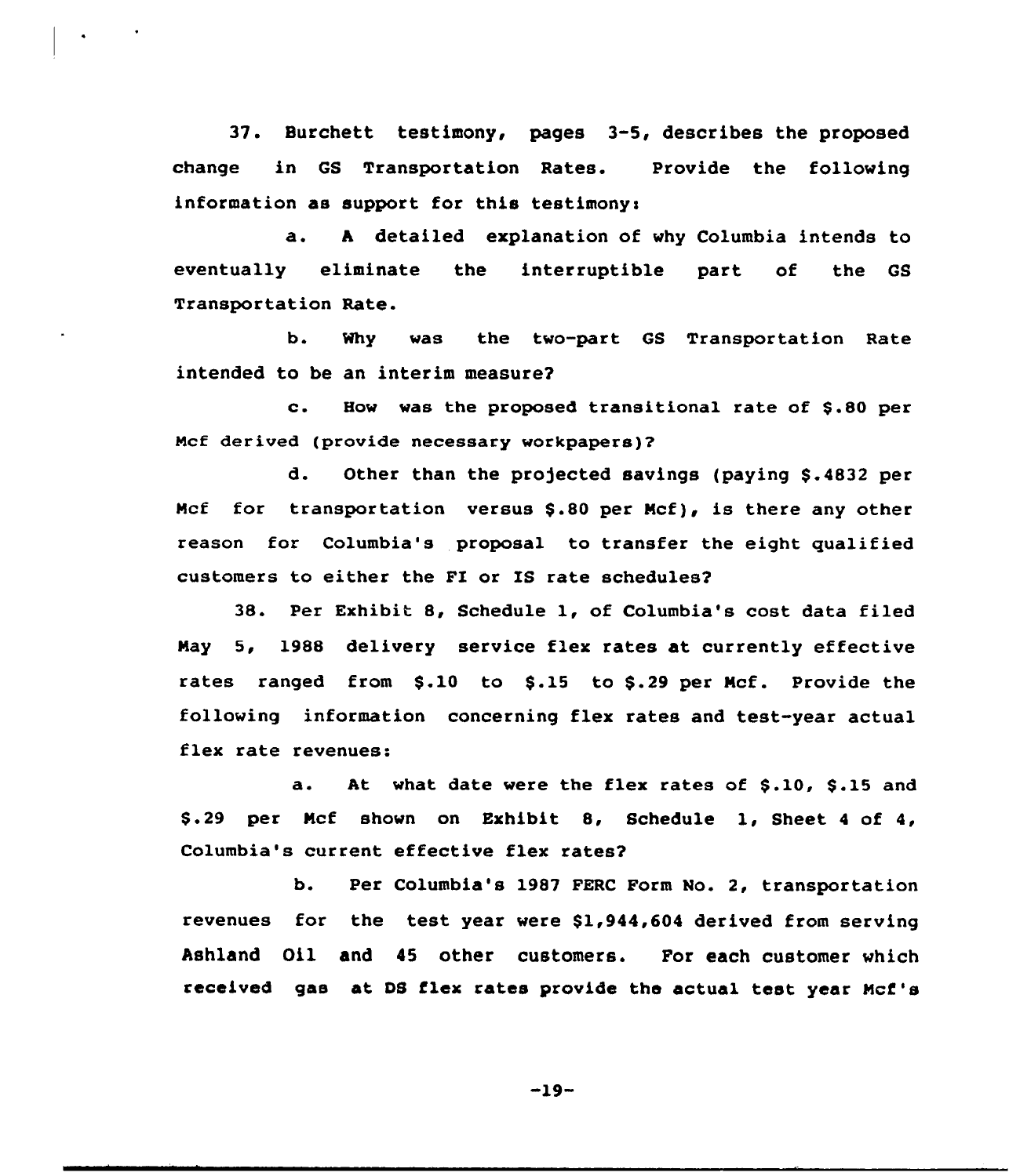37. Burchett testimony, pages 3-5, describes the proposed change in GS Transportation Rates. Provide the following information as support for this testimony:

a. A detailed explanation of why Columbia intends to eventually eliminate the interruptible part of the GS Transportation Rate.

b. Why was the two-part GS Transportation Rate intended to be an interim measure?

c. How was the proposed transitional rate of $.80 per Mcf derived (provide necessary workpapers)?

d. Other than the projected savings (paying $.4832 per Mcf for transportation versus $.80 per Mcf), is there any other reason for Columbia's proposal to transfer the eight qualified customers to either the FI or IS rate schedules?

38. Per Exhibit 8, Schedule 1, of Columbia's cost data filed May 5, 1988 delivery service flex rates at currently effective rates ranged from $.10 to $.15 to $.29 per Mcf. Provide the following information concerning flex rates and test-year actual flex rate revenues:

a. At what date were the flex rates of $.10, $.15 and $.29 per Mcf shown on Exhibit 8, Schedule 1, Sheet 4 of 4, Columbia's current effective flex rates?

b. Per Columbia's 1987 FERC Form No. 2, transportation revenues for the test year were $1,944,604 derived from serving Ashland Oil and 45 other customers. For each customer which received gas at DS flex rates provide the actual test year Mcf's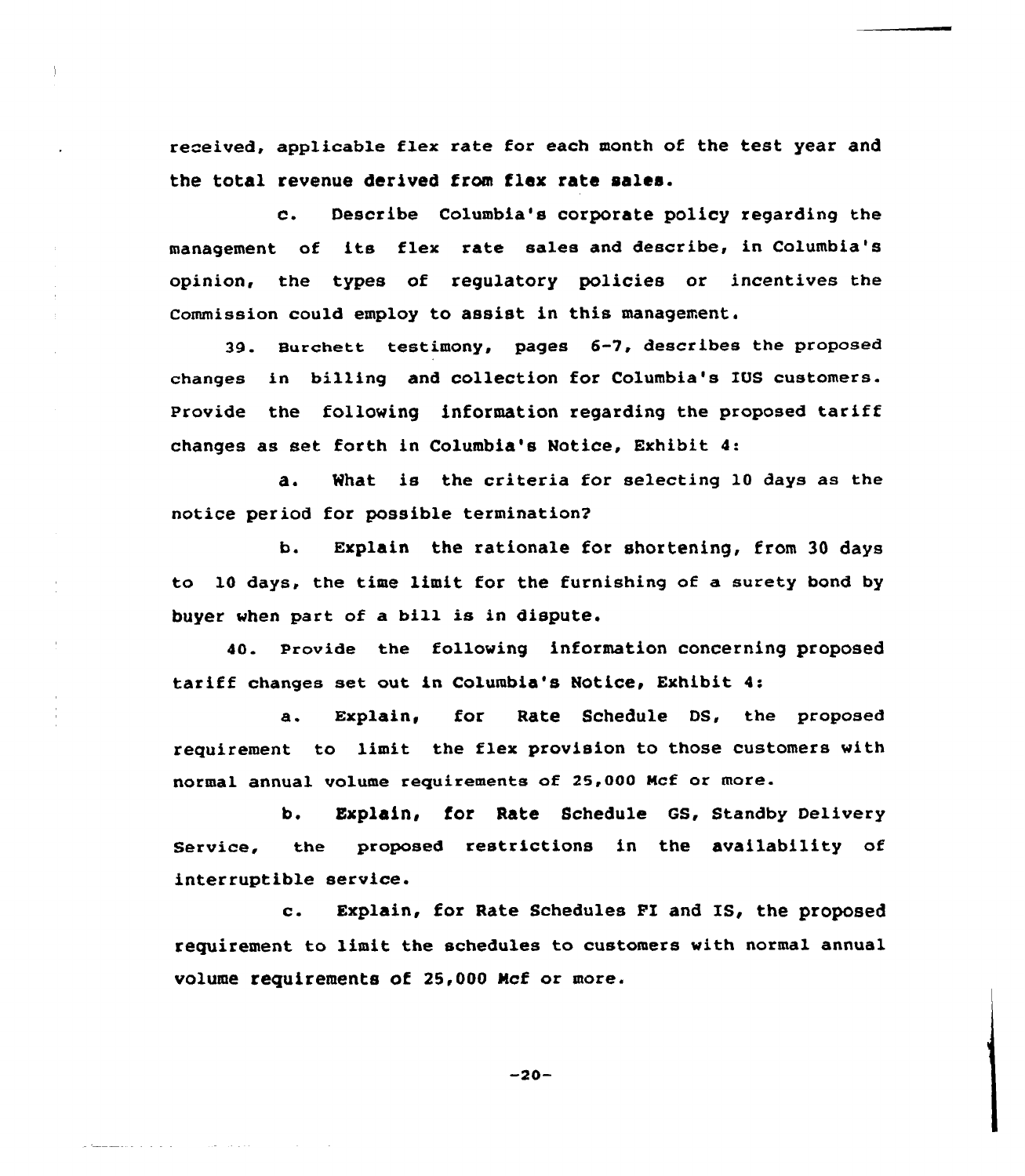received, applicable flex rate for each month of the test year and the total revenue derived from flex rate sales.

c. Describe Columbia's corporate policy regarding the management of its flex rate sales and describe, in Columbia's opinion, the types of regulatory policies or incentives the Commission could employ to assist in this management.

39. Burchett testimony, pages 6-7, describes the proposed changes in billing and collection for Columbia's IUS customers. Provide the following information regarding the proposed tariff changes as set forth in Columbia's Notice, Exhibit 4:

a. What is the criteria for selecting 10 days as the notice period for possible termination?

b. Explain the rationale for shortening, from 30 days to 10 days, the time limit for the furnishing of a surety bond by buyer when part of a bill is in dispute.

40. Provide the following information concerning proposed tariff changes set out in Columbia's Notice, Exhibit 4:

a. Explain, for Rate Schedule DS, the proposed requirement to limit the flex provision to those customers with normal annual volume requirements of 25,000 Mcf or more.

b. Explain, for Rate Schedule GS, Standby Delivery Service, the proposed restrictions in the availability of interruptible service.

c. Explain, for Rate Schedules FI and IS, the proposed requirement to limit the schedules to customers with normal annual volume requirements of 25,000 Mcf or more.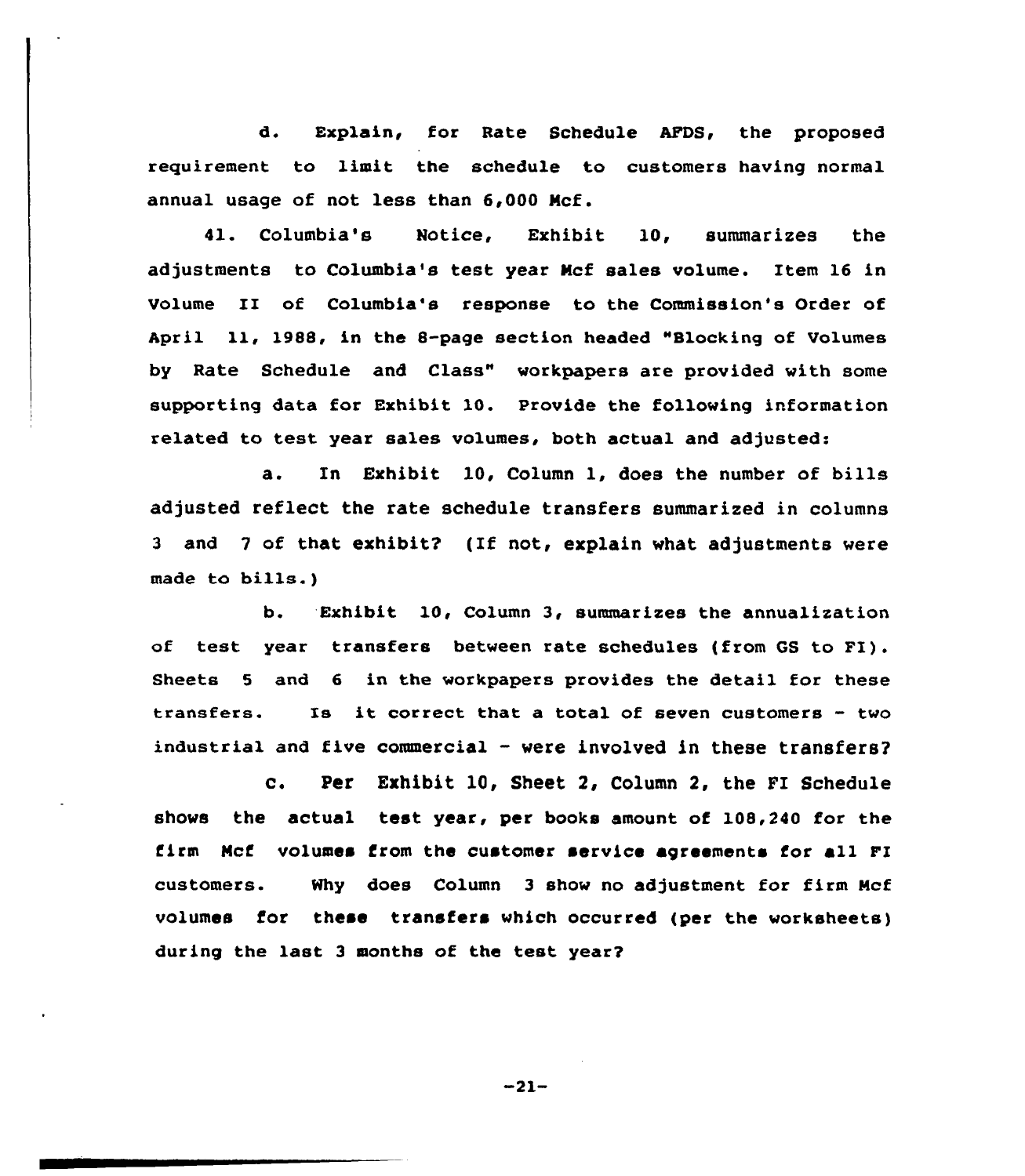d. Explain, for Rate Schedule AFDS, the proposed requirement to limit the schedule to customers having normal annual usage of not less than 6,000 Mcf.

41. Columbia's Notice, Exhibit 10, summarizes the adjustments to Columbia's test year Mcf sales volume. Item 16 in Volume II of Columbia's response to the Commission's Order of April 11, 1988, in the 8-page section headed "Blocking of Volumes by Rate Schedule and Class" workpapers are provided with some supporting data for Exhibit 10. Provide the following information related to test year sales volumes, both actual and adjusted:

a. In Exhibit 10, Column 1, does the number of bills adjusted reflect the rate schedule transfers summarized in columns 3 and 7 of that exhibit? (If not, explain what adjustments were made to bills.)

b. Exhibit 10, Column 3, summarizes the annualization of test year transfers between rate schedules (from GS to FI). Sheets 5 and 6 in the workpapers provides the detail for these transfers. Is it correct that a total of seven customers - two industrial and five commercial - were involved in these transfers?

c. Per Exhibit 10, Sheet 2, Column 2, the FI Schedule shows the actual test year, per books amount of 108,240 for the firm Mcf volumes from the customer service agreements for all FI customers. Why does Column 3 show no adjustment for firm Mcf volumes for these transfers which occurred (per the worksheets) during the last 3 months of the test year?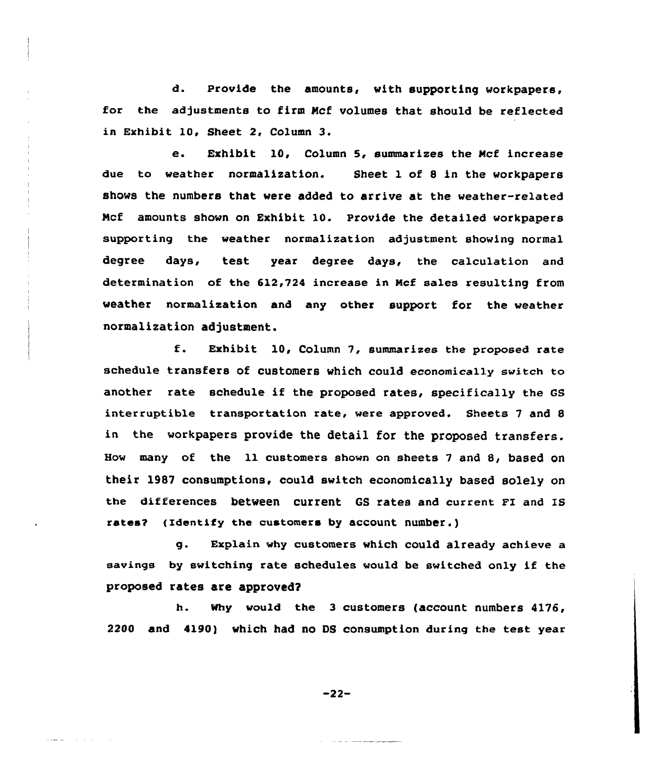d. Provide the amounts, with supporting workpapers, for the adjustments to firm Mcf volumes that should be reflected in Exhibit 10, Sheet 2, Column 3.

e. Exhibit 10, Column 5, summarizes the Mcf increase due to weather normalization. Sheet 1 of 8 in the workpapers shows the numbers that were added to arrive at the weather-related Mcf amounts shown on Exhibit 10. Provide the detailed workpapers supporting the weather normalization adjustment showing normal degree days, test year degree days, the calculation and determination of the 612,724 increase in Mcf sales resulting from weather normalization and any other support for the weather normalization adjustment.

f. Exhibit 10, Column 7, summarizes the proposed rate schedule transfers of customers which could economically switch to another rate schedule if the proposed rates, specifically the GS interruptible transportation rate, were approved. Sheets 7 and 8 in the workpapers provide the detail for the proposed transfers. How many of the 11 customers shown on sheets 7 and 8, based on their 1987 consumptions, could switch economically based solely on the differences between current GS rates and current FI and IS rates? (Identify the customers by account number.)

g. Explain why customers which could already achieve a savings by switching rate schedules would be switched only if the proposed rates are approved?

h. Why would the 3 customers (account numbers 4176, 2200 and 4190) which had no DS consumption during the test year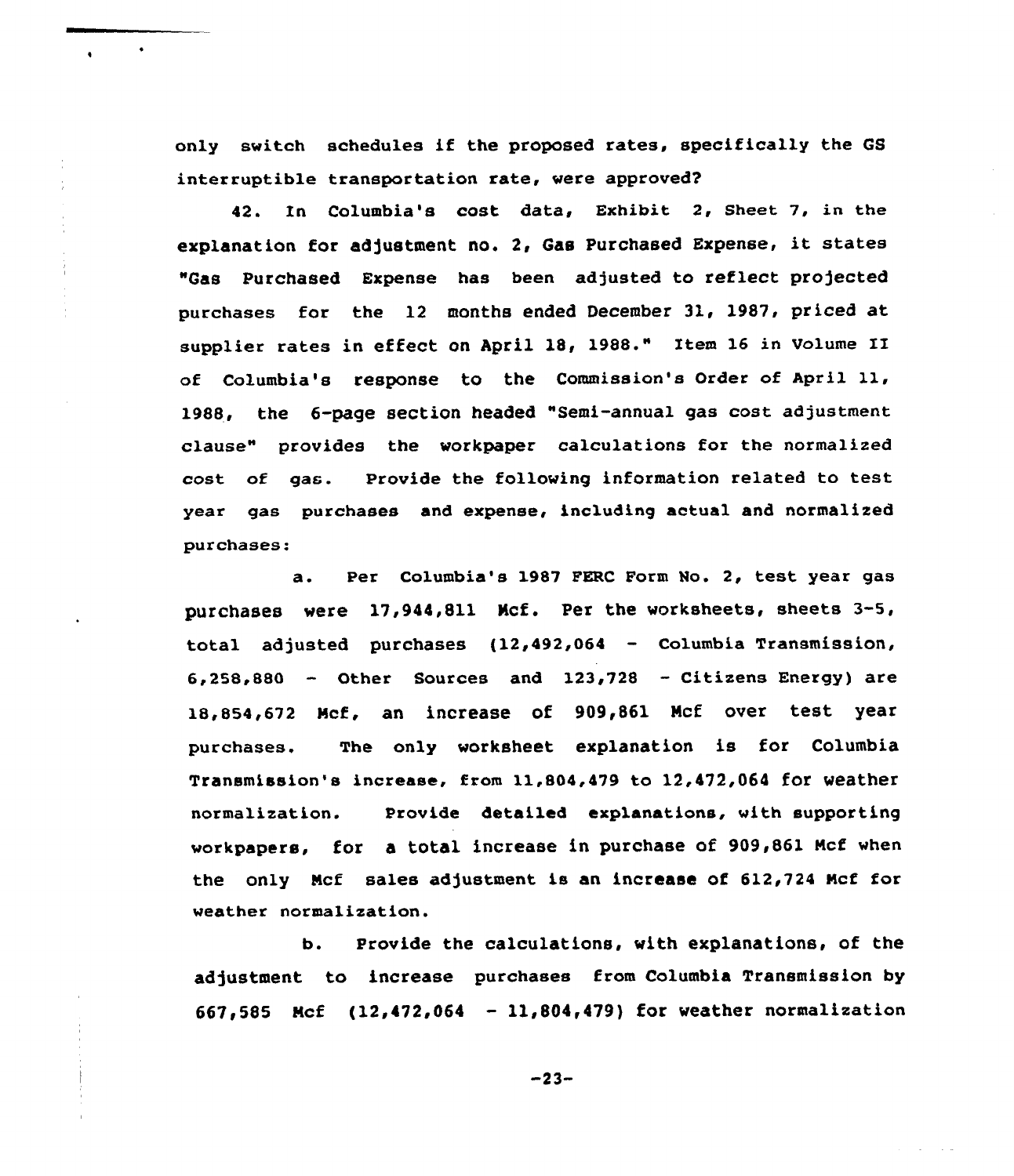only switch schedules if the proposed rates, specifically the GS interruptible transportation rate, were approved?

42. In Columbia's cost data, Exhibit 2, Sheet 7, in the explanation for adjustment no. 2, Gas Purchased Expense, it states "Gas Purchased Expense has been adjusted to reflect projected purchases for the 12 months ended December 31, 1987, priced at supplier rates in effect on April 18, 1988." Item 16 in Volume II of Columbia's response to the Commission's Order of April 11, 1988, the 6-page section headed "Semi-annual gas cost adjustment clause" provides the workpaper calculations for the normalized cost of gas. Provide the following information related to test year gas purchases and expense, including actual and normalized purchases:

a. Per Columbia's 1987 FERC Form No. 2, test year gas purchases were 17,944,811 Mcf. Per the worksheets, sheets 3-5, total adjusted purchases (12,492,064 - Columbia Transmission, 6,258,880 - Other Sources and 123,728 - Citizens Energy) are 18,854,672 Mcf, an increase of 909,861 Mcf over test year purchases. The only worksheet explanation is for Columbia Transmission's increase, from 11,804,479 to 12,472,064 for weather normalization. Provide detailed explanations, with supporting workpapers, for a total increase in purchase of 909,861 Mcf when the only Mcf sales adjustment is an increase of 612,724 Mcf for weather normalization.

b. Provide the calculations, with explanations, of the adjustment to increase purchases from Columbia Transmission by 667,585 Mcf (12,472,064 - 11,804,479) for weather normalization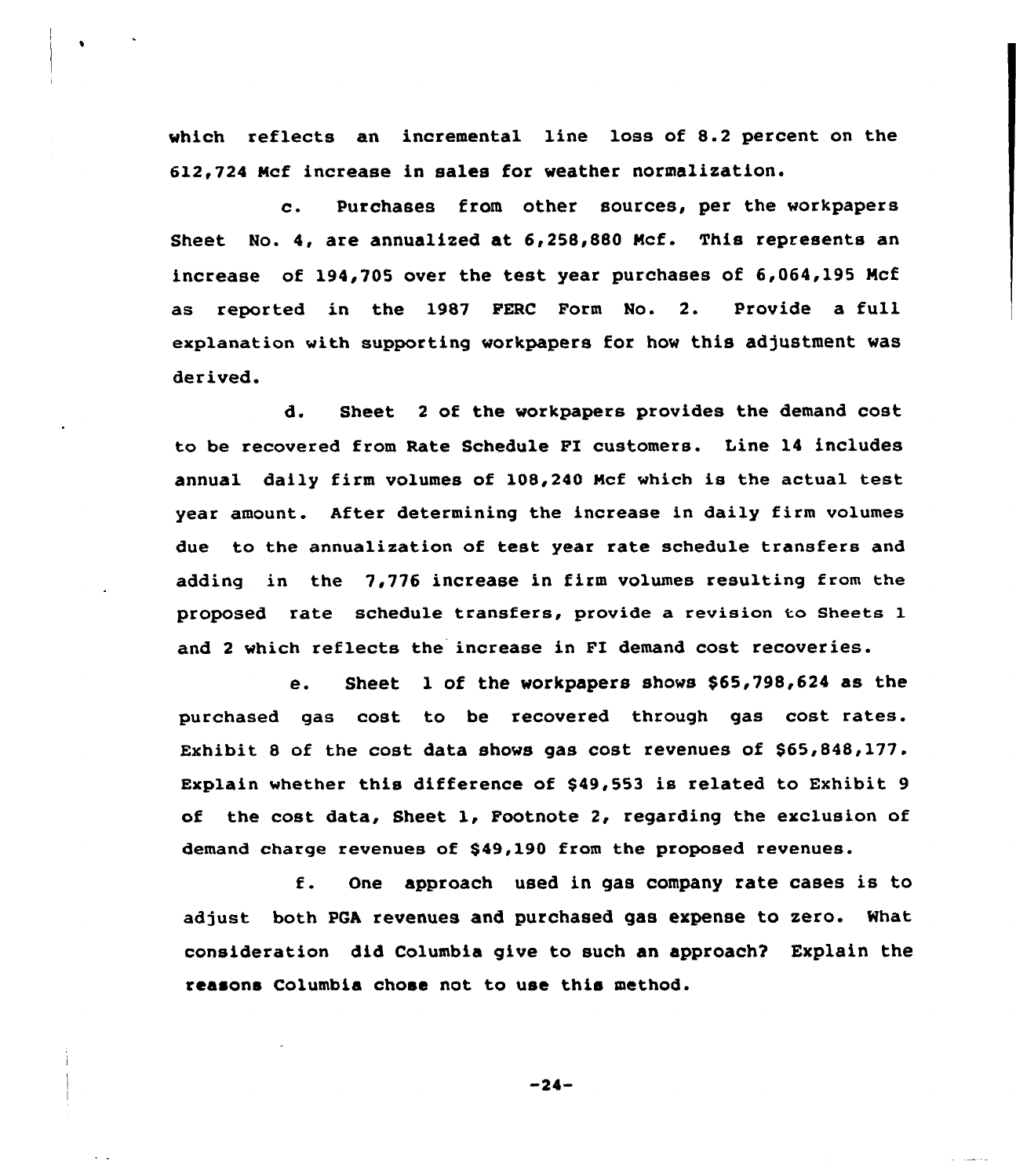which reflects an incremental line loss of 8.2 percent on the 612,724 Mcf increase in sales for weather normalization.

c. Purchases from other sources, per the workpapers Sheet No. 4, are annualized at 6,258,880 Mcf. This represents an increase of 194,705 over the test year purchases of 6,064,195 Mcf as reported in the 1987 FERC Form No. 2. Provide a full explanation with supporting workpapers for how this adjustment was derived.

d. Sheet 2 of the workpapers provides the demand cost to be recovered from Rate Schedule FI customers. Line 14 includes annual daily firm volumes of 108,240 Mcf which is the actual test year amount. After determining the increase in daily firm volumes due to the annualization of test year rate schedule transfers and adding in the 7,776 increase in firm volumes resulting from the proposed rate schedule transfers, provide a revision to Sheets 1 and 2 which reflects the increase in FI demand cost recoveries.

e. Sheet 1 of the workpapers shows $65,798,624 as the purchased gas cost to be recovered through gas cost rates. Exhibit 8 of the cost data shows gas cost revenues of $65,848,177. Explain whether this difference of $49,553 is related to Exhibit 9 of the cost data, Sheet 1, Footnote 2, regarding the exclusion of demand charge revenues of $49,190 from the proposed revenues.

f. One approach used in gas company rate cases is to adjust both PGA revenues and purchased gas expense to zero. What consideration did Columbia give to such an approach? Explain the reasons Columbia chose not to use this method.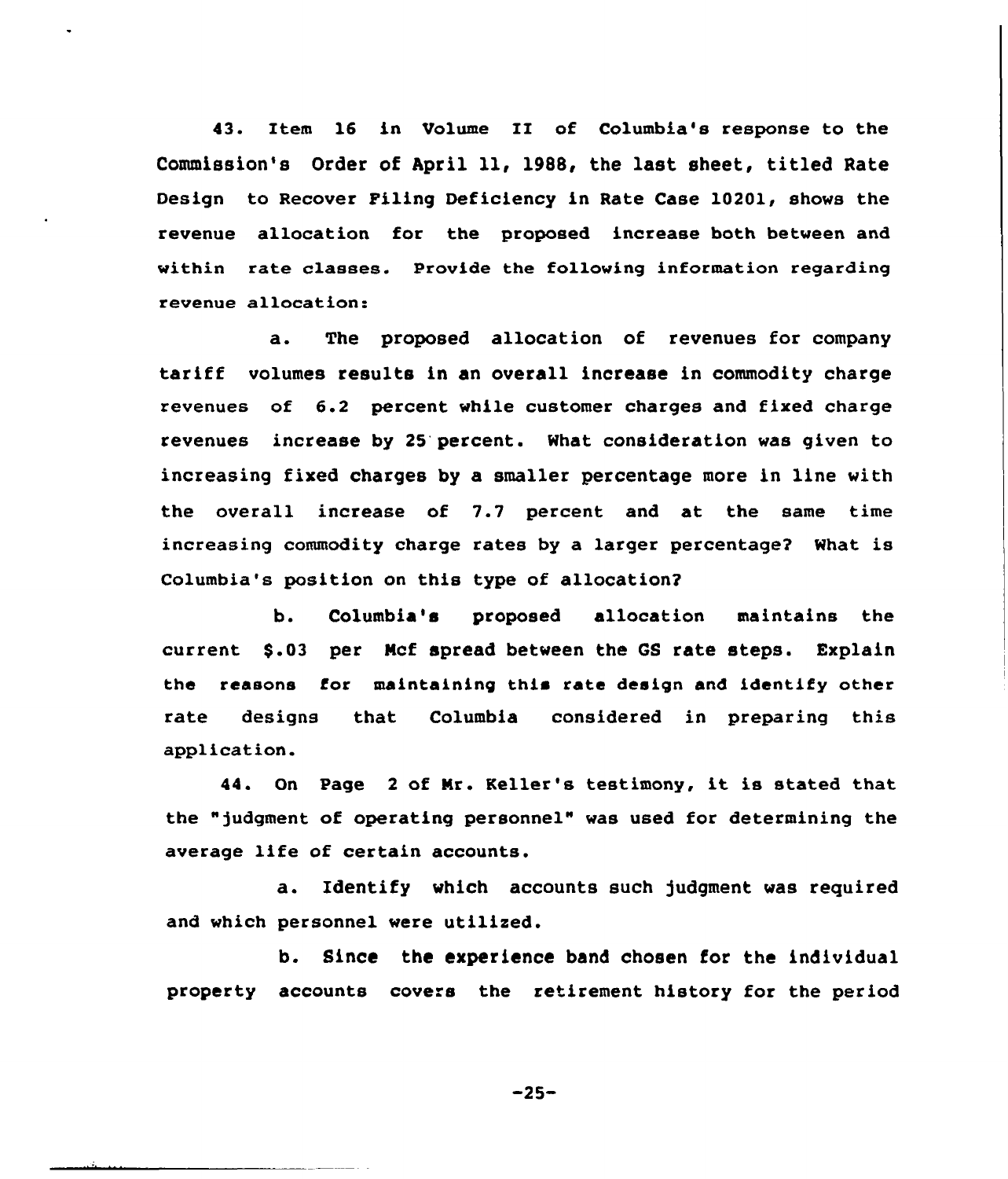43. Item 16 in Volume II of Columbia's response to the Commission's Order of April 11, 1988, the last sheet, titled Rate Design to Recover Filing Deficiency in Rate Case 10201, shows the revenue allocation for the proposed increase both between and within rate classes. Provide the following information regarding revenue allocation:

a. The proposed allocation of revenues for company tariff volumes results in an overall increase in commodity charge revenues of 6.2 percent while customer charges and fixed charge revenues increase by 25 percent. What consideration was given to increasing fixed charges by a smaller percentage more in line with the overall increase of 7.7 percent and at the same time increasing commodity charge rates by a larger percentage? What is Columbia's position on this type of allocation?

b. Columbia's proposed allocation maintains the current $.03 per Mcf spread between the GS rate steps. Explain the reasons for maintaining this rate design and identify other rate designs that Columbia considered in preparing this application.

44. On Page 2 of Mr. Keller's testimony, it is stated that the "judgment of operating personnel" was used for determining the average life of certain accounts.

a. Identify which accounts such judgment was required and which personnel were utilized.

b. Since the experience band chosen for the individual property accounts covers the retirement history for the period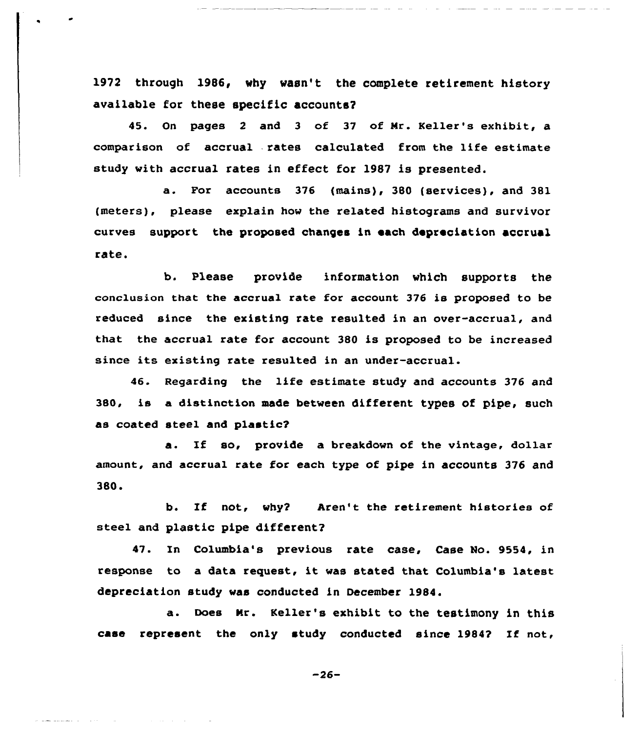1972 through 1986, why wasn't the complete retirement history available for these specific accounts?

45. On pages 2 and 3 of 37 of Mr. Keller's exhibit, a comparison of accrual rates calculated from the life estimate study with accrual rates in effect for 1987 is presented.

a. For accounts 376 (mains), 380 (services), and 381 (meters), please explain how the related histograms and survivor curves support the proposed changes in each depreciation accrual rate.

b. Please provide information which supports the conclusion that the accrual rate for account 376 is proposed to be reduced since the existing rate resulted in an over-accrual, and that the accrual rate for account 380 is proposed to be increased since its existing rate resulted in an under-accrual.

46. Regarding the life estimate study and accounts 376 and 380, is a distinction made between different types of pipe, such as coated steel and plastic?

a. If so, provide a breakdown of the vintage, dollar amount, and accrual rate for each type of pipe in accounts 376 and 380.

b. If not, why? Aren't the retirement histories of steel and plastic pipe different?

47. In Columbia's previous rate case, Case No. 9554, in response to a data request, it was stated that Columbia's latest depreciation study was conducted in December 1984.

a. Does Mr. Keller's exhibit to the testimony in this case represent the only study conducted since 1984? If not,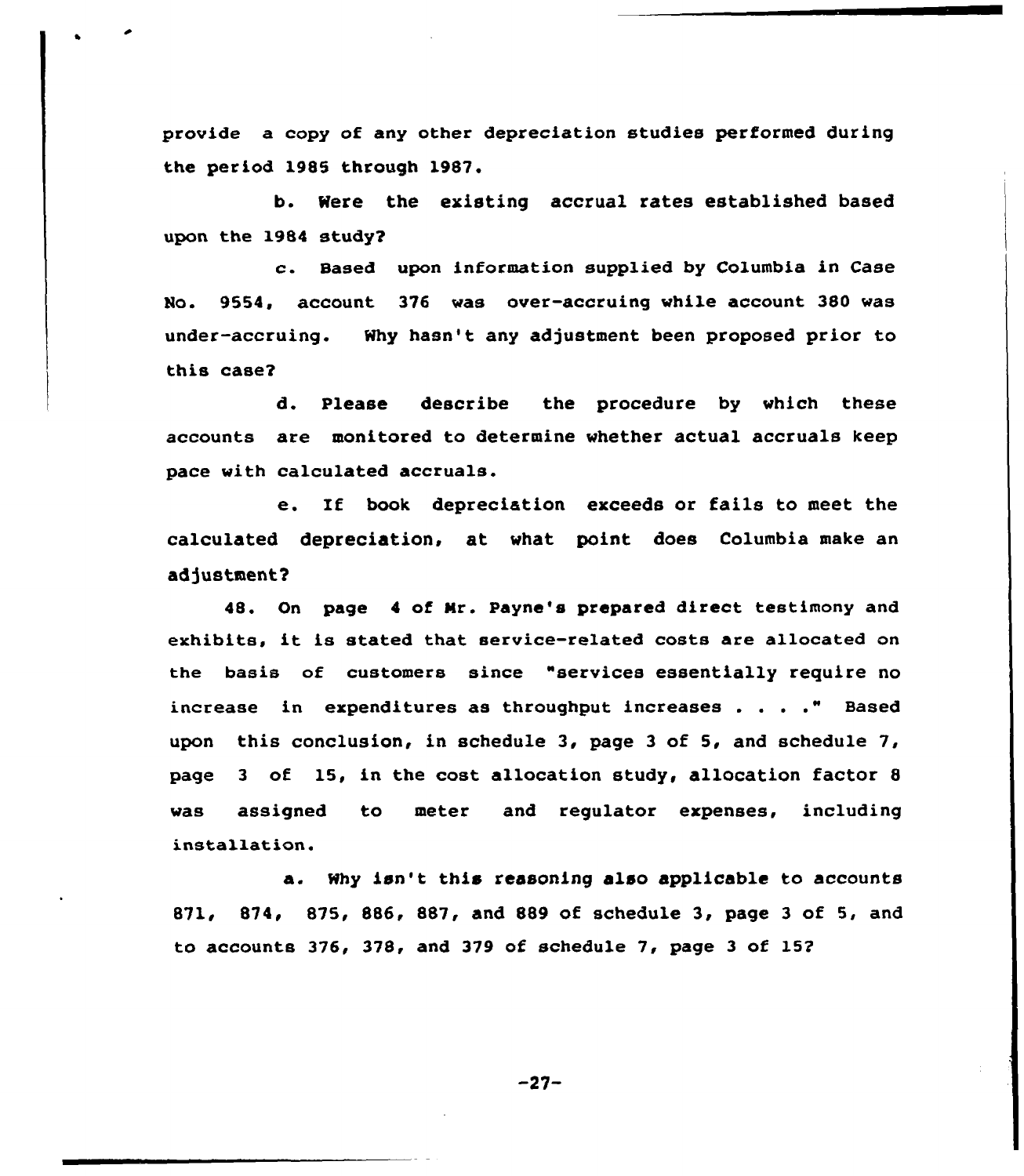provide a copy of any other depreciation studies performed during the period 1985 through 1987.

b. Were the existing accrual rates established based upon the 1984 study?

c. Based upon information supplied by Columbia in Case No. 9554, account 376 was over-accruing while account 380 was under-accruing. Why hasn't any adjustment been proposed prior to this case?

d. Please describe the procedure by which these accounts are monitored to determine whether actual accruals keep pace with calculated accruals.

e. If book depreciation exceeds or fails to meet the calculated depreciation, at what point does Columbia make an adjustment?

48. On page 4 of Mr. Payne's prepared direct testimony and exhibits, it is stated that service-related costs are allocated on the basis of customers since "services essentially require no increase in expenditures as throughput increases . . . ." Based upon this conclusion, in schedule 3, page 3 of 5, and schedule 7, page 3 of 15, in the cost allocation study, allocation factor 8 was assigned to meter and regulator expenses, including installation.

a. Why isn't this reasoning also applicable to accounts 871, 874, 875, 886, 887, and 889 of schedule 3, page 3 of 5, and to accounts 376, 378, and 379 of schedule 7, page 3 of 15?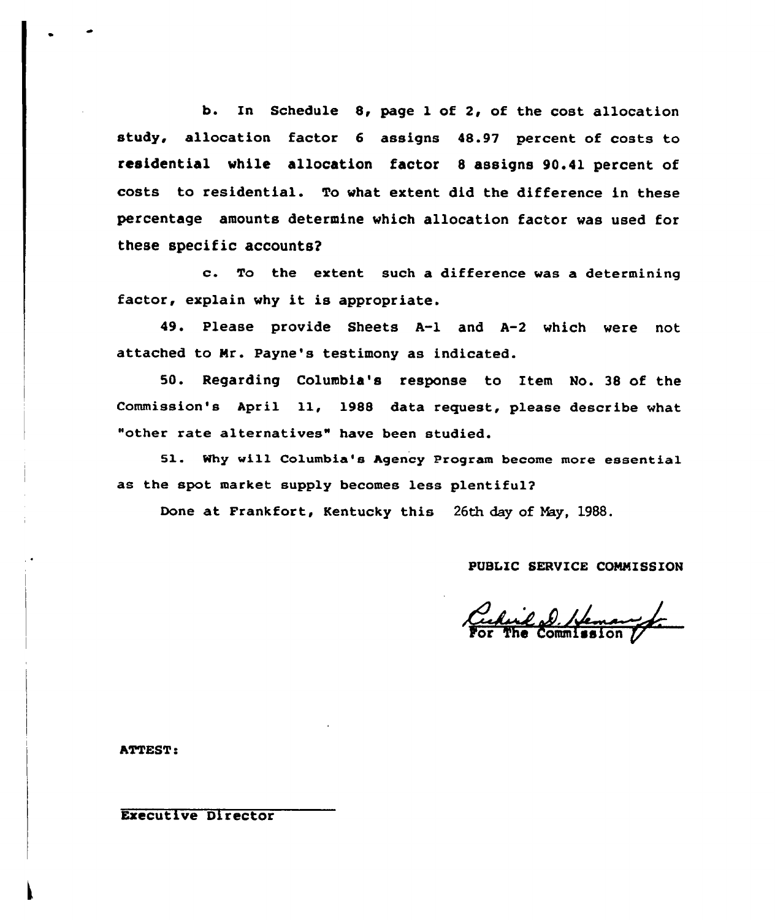b. In Schedule 8, page 1 of 2, of the cost allocation study, allocation factor 6 assigns 48.97 percent of costs to residential while allocation factor 8 assigns 90.41 percent of costs to residential. To what extent did the difference in these percentage amounts determine which allocation factor was used for these specific accounts?

c. To the extent such a difference was a determining factor, explain why it is appropriate.

49. Please provide Sheets A-1 and A-2 which were not attached to Mr. Payne's testimony as indicated.

50. Regarding Columbia's response to Item No. 38 of the Commission's April 11, 1988 data request, please describe what "other rate alternatives" have been studied.

51. Why will Columbia's Agency Program become more essential as the spot market supply becomes less plentiful?

Done at Frankfort, Kentucky this 26th day of May, 1988.

PUBLIC SERVICE COMMISSION

For The Commission

ATTEST:

Executive Director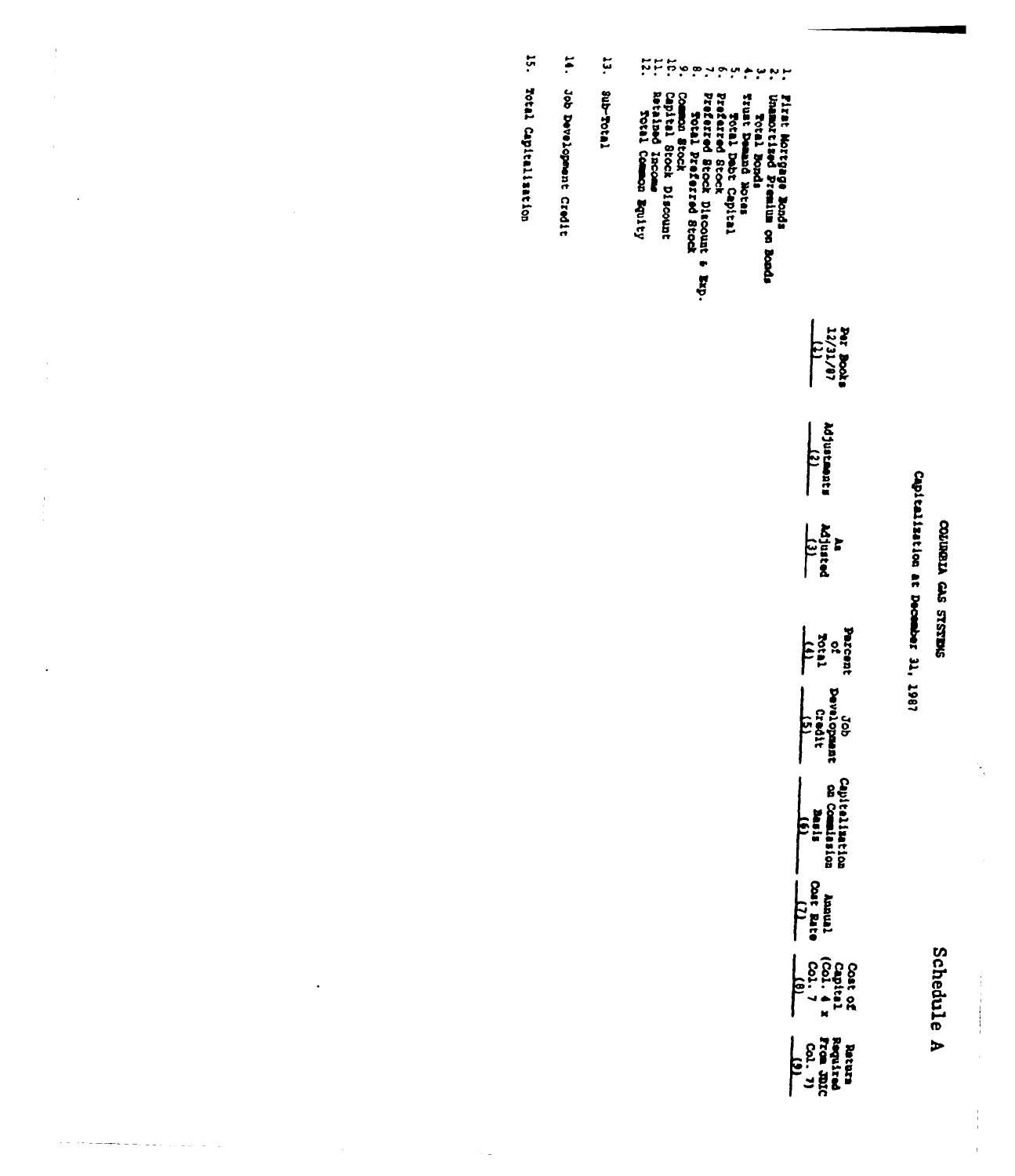# Schedule A

## COLUMBIA GAS SYSTEMS

### Capitalization at December 31, 1987

| | Per Books 12/31/87 (1) | Adjustments (2) | As Adjusted (3) | Percent of Total (4) | Job Development Credit (5) | Capitalization on Commission Basis (6) | Annual Cost Rate (7) | Cost of Capital (Col. 4 x Col. 7 (8) | Return Required From JDIC Col. 7) (9) |
|---|---|---|---|---|---|---|---|---|---|
| 1. First Mortgage Bonds | | | | | | | | | |
| 2. Unamortized Premium on Bonds | | | | | | | | | |
| 3. Total Bonds | | | | | | | | | |
| 4. Trust Demand Notes | | | | | | | | | |
| 5. Total Debt Capital | | | | | | | | | |
| 6. Preferred Stock | | | | | | | | | |
| 7. Preferred Stock Discount & Exp. | | | | | | | | | |
| 8. Total Preferred Stock | | | | | | | | | |
| 9. Common Stock | | | | | | | | | |
| 10. Capital Stock Discount | | | | | | | | | |
| 11. Retained Income | | | | | | | | | |
| 12. Total Common Equity | | | | | | | | | |
| 13. Sub-Total | | | | | | | | | |
| 14. Job Development Credit | | | | | | | | | |
| 15. Total Capitalization | | | | | | | | | |